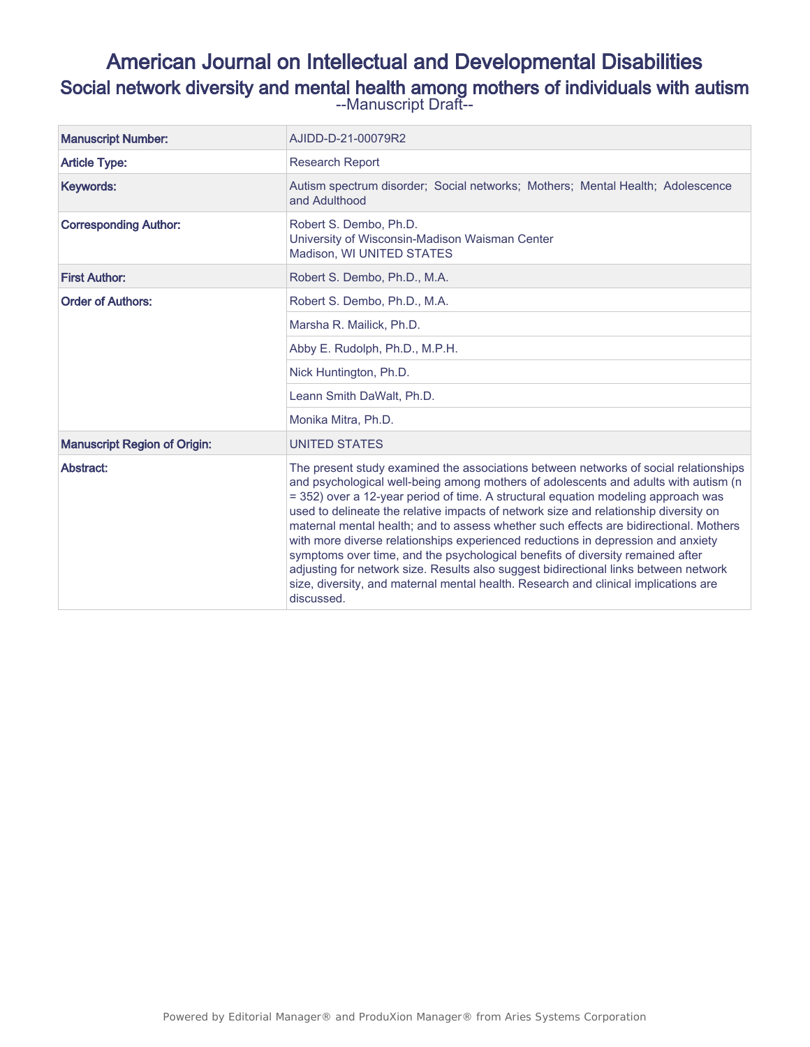# American Journal on Intellectual and Developmental Disabilities

## Social network diversity and mental health among mothers of individuals with autism

--Manuscript Draft--

| Manuscript Number: | AJIDD-D-21-00079R2 |
| --- | --- |
| Article Type: | Research Report |
| Keywords: | Autism spectrum disorder; Social networks; Mothers; Mental Health; Adolescence and Adulthood |
| Corresponding Author: | Robert S. Dembo, Ph.D.<br>University of Wisconsin-Madison Waisman Center<br>Madison, WI UNITED STATES |
| First Author: | Robert S. Dembo, Ph.D., M.A. |
| Order of Authors: | Robert S. Dembo, Ph.D., M.A. |
| | Marsha R. Mailick, Ph.D. |
| | Abby E. Rudolph, Ph.D., M.P.H. |
| | Nick Huntington, Ph.D. |
| | Leann Smith DaWalt, Ph.D. |
| | Monika Mitra, Ph.D. |
| Manuscript Region of Origin: | UNITED STATES |
| Abstract: | The present study examined the associations between networks of social relationships and psychological well-being among mothers of adolescents and adults with autism (n = 352) over a 12-year period of time. A structural equation modeling approach was used to delineate the relative impacts of network size and relationship diversity on maternal mental health; and to assess whether such effects are bidirectional. Mothers with more diverse relationships experienced reductions in depression and anxiety symptoms over time, and the psychological benefits of diversity remained after adjusting for network size. Results also suggest bidirectional links between network size, diversity, and maternal mental health. Research and clinical implications are discussed. |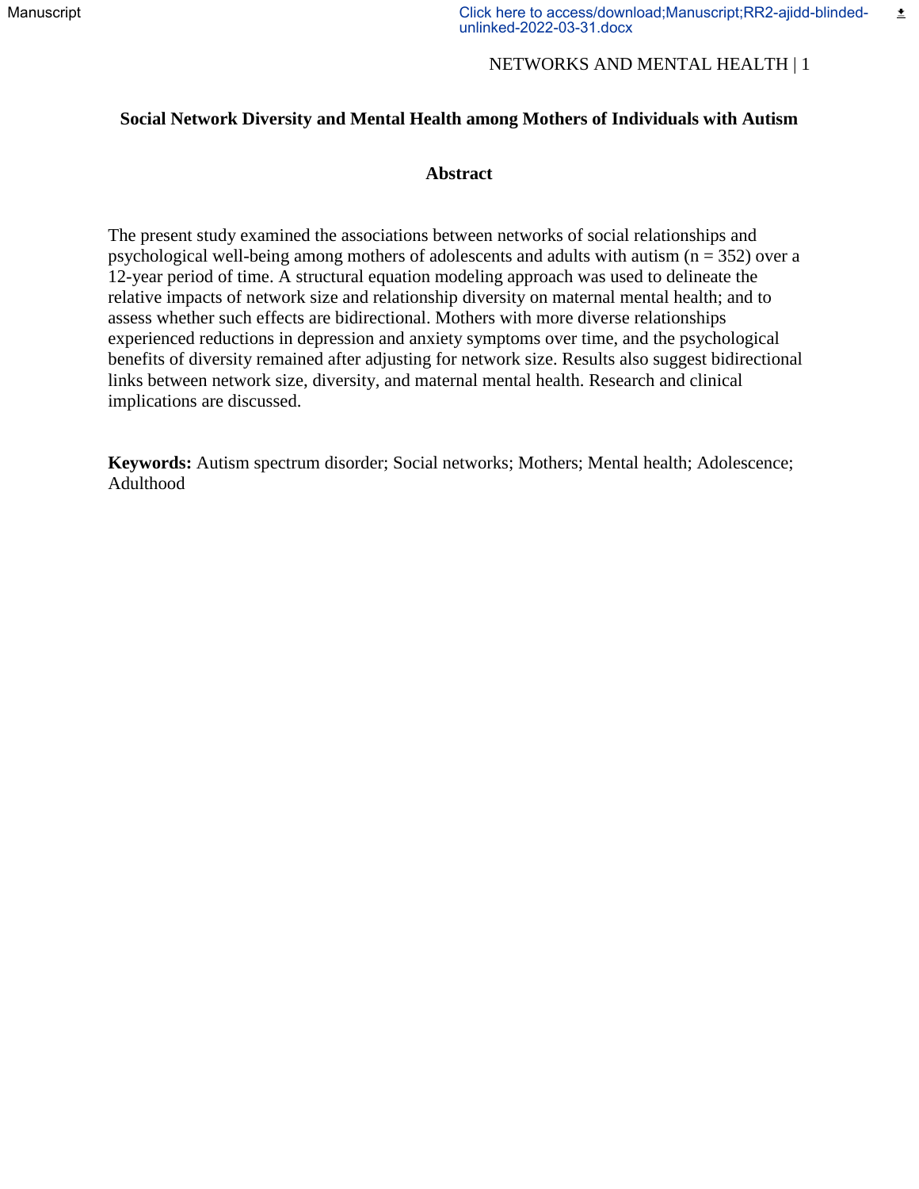# Social Network Diversity and Mental Health among Mothers of Individuals with Autism

## Abstract

The present study examined the associations between networks of social relationships and psychological well-being among mothers of adolescents and adults with autism ($n = 352$) over a 12-year period of time. A structural equation modeling approach was used to delineate the relative impacts of network size and relationship diversity on maternal mental health; and to assess whether such effects are bidirectional. Mothers with more diverse relationships experienced reductions in depression and anxiety symptoms over time, and the psychological benefits of diversity remained after adjusting for network size. Results also suggest bidirectional links between network size, diversity, and maternal mental health. Research and clinical implications are discussed.

**Keywords:** Autism spectrum disorder; Social networks; Mothers; Mental health; Adolescence; Adulthood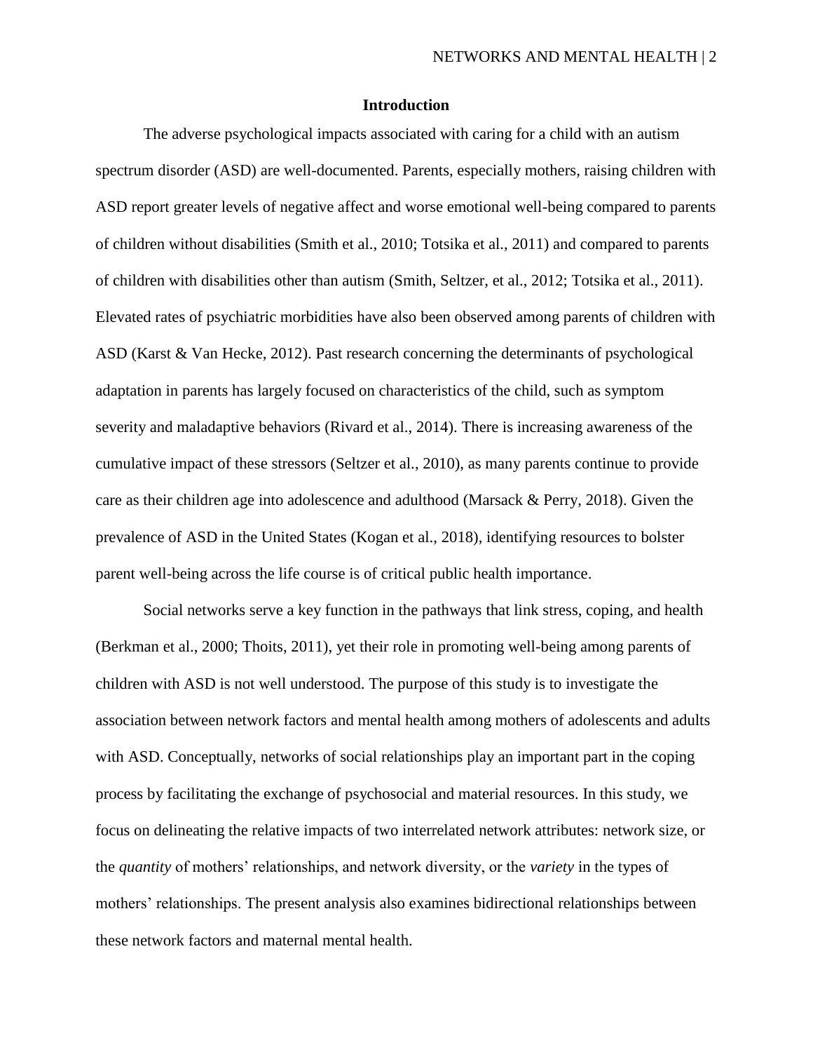## Introduction

The adverse psychological impacts associated with caring for a child with an autism spectrum disorder (ASD) are well-documented. Parents, especially mothers, raising children with ASD report greater levels of negative affect and worse emotional well-being compared to parents of children without disabilities (Smith et al., 2010; Totsika et al., 2011) and compared to parents of children with disabilities other than autism (Smith, Seltzer, et al., 2012; Totsika et al., 2011). Elevated rates of psychiatric morbidities have also been observed among parents of children with ASD (Karst & Van Hecke, 2012). Past research concerning the determinants of psychological adaptation in parents has largely focused on characteristics of the child, such as symptom severity and maladaptive behaviors (Rivard et al., 2014). There is increasing awareness of the cumulative impact of these stressors (Seltzer et al., 2010), as many parents continue to provide care as their children age into adolescence and adulthood (Marsack & Perry, 2018). Given the prevalence of ASD in the United States (Kogan et al., 2018), identifying resources to bolster parent well-being across the life course is of critical public health importance.

Social networks serve a key function in the pathways that link stress, coping, and health (Berkman et al., 2000; Thoits, 2011), yet their role in promoting well-being among parents of children with ASD is not well understood. The purpose of this study is to investigate the association between network factors and mental health among mothers of adolescents and adults with ASD. Conceptually, networks of social relationships play an important part in the coping process by facilitating the exchange of psychosocial and material resources. In this study, we focus on delineating the relative impacts of two interrelated network attributes: network size, or the *quantity* of mothers' relationships, and network diversity, or the *variety* in the types of mothers' relationships. The present analysis also examines bidirectional relationships between these network factors and maternal mental health.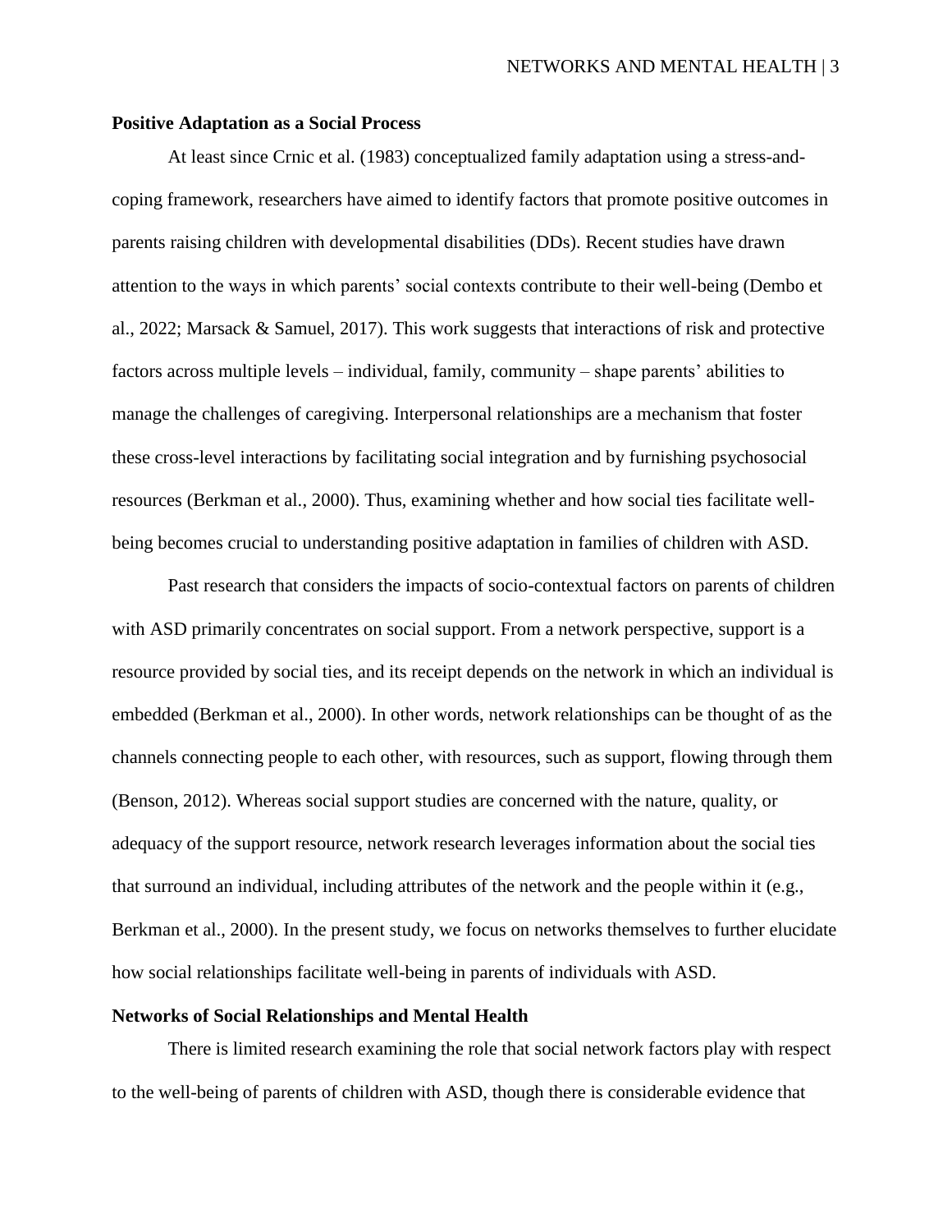## Positive Adaptation as a Social Process

At least since Crnic et al. (1983) conceptualized family adaptation using a stress-and-coping framework, researchers have aimed to identify factors that promote positive outcomes in parents raising children with developmental disabilities (DDs). Recent studies have drawn attention to the ways in which parents' social contexts contribute to their well-being (Dembo et al., 2022; Marsack & Samuel, 2017). This work suggests that interactions of risk and protective factors across multiple levels – individual, family, community – shape parents' abilities to manage the challenges of caregiving. Interpersonal relationships are a mechanism that foster these cross-level interactions by facilitating social integration and by furnishing psychosocial resources (Berkman et al., 2000). Thus, examining whether and how social ties facilitate well-being becomes crucial to understanding positive adaptation in families of children with ASD.

Past research that considers the impacts of socio-contextual factors on parents of children with ASD primarily concentrates on social support. From a network perspective, support is a resource provided by social ties, and its receipt depends on the network in which an individual is embedded (Berkman et al., 2000). In other words, network relationships can be thought of as the channels connecting people to each other, with resources, such as support, flowing through them (Benson, 2012). Whereas social support studies are concerned with the nature, quality, or adequacy of the support resource, network research leverages information about the social ties that surround an individual, including attributes of the network and the people within it (e.g., Berkman et al., 2000). In the present study, we focus on networks themselves to further elucidate how social relationships facilitate well-being in parents of individuals with ASD.

## Networks of Social Relationships and Mental Health

There is limited research examining the role that social network factors play with respect to the well-being of parents of children with ASD, though there is considerable evidence that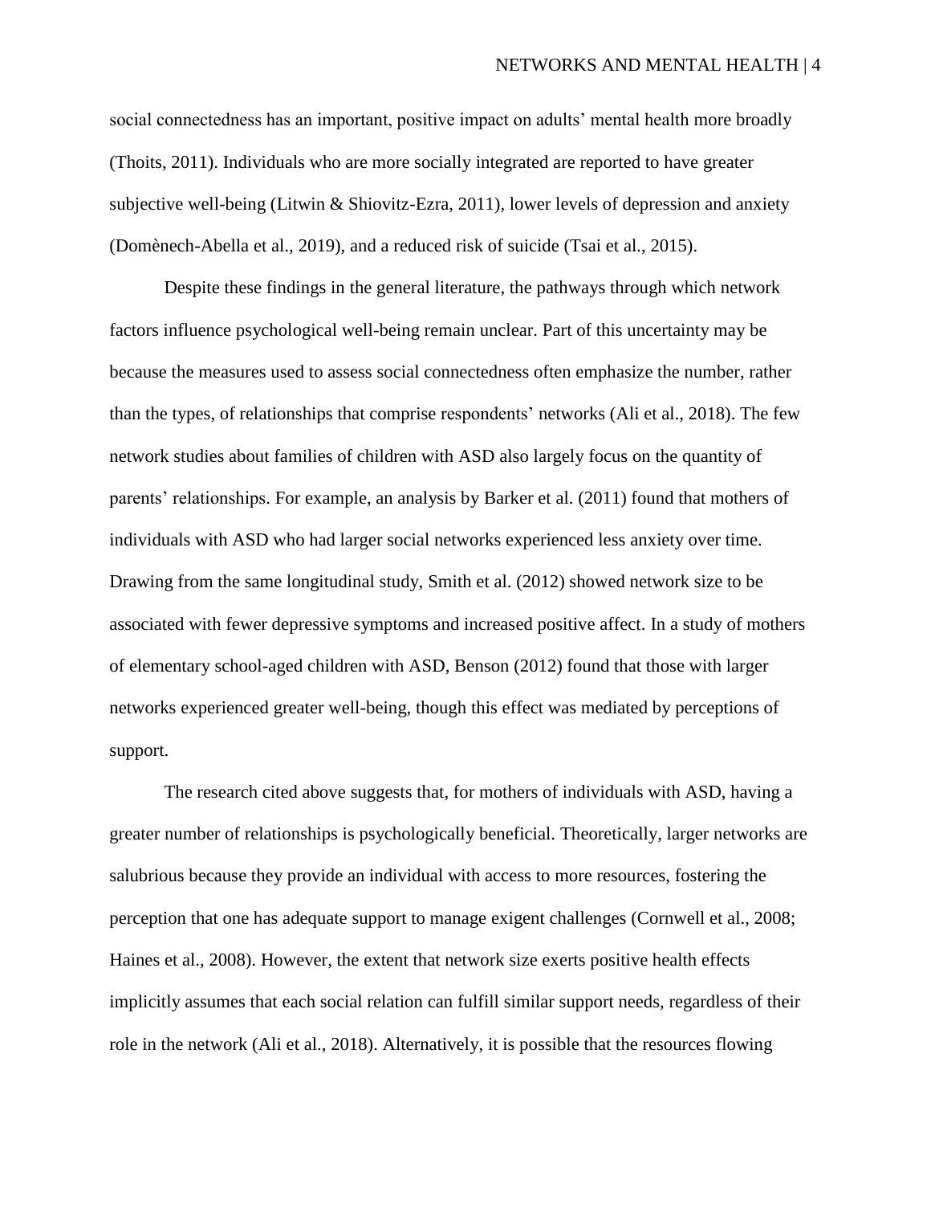social connectedness has an important, positive impact on adults' mental health more broadly (Thoits, 2011). Individuals who are more socially integrated are reported to have greater subjective well-being (Litwin & Shiovitz-Ezra, 2011), lower levels of depression and anxiety (Domènech-Abella et al., 2019), and a reduced risk of suicide (Tsai et al., 2015).

Despite these findings in the general literature, the pathways through which network factors influence psychological well-being remain unclear. Part of this uncertainty may be because the measures used to assess social connectedness often emphasize the number, rather than the types, of relationships that comprise respondents' networks (Ali et al., 2018). The few network studies about families of children with ASD also largely focus on the quantity of parents' relationships. For example, an analysis by Barker et al. (2011) found that mothers of individuals with ASD who had larger social networks experienced less anxiety over time. Drawing from the same longitudinal study, Smith et al. (2012) showed network size to be associated with fewer depressive symptoms and increased positive affect. In a study of mothers of elementary school-aged children with ASD, Benson (2012) found that those with larger networks experienced greater well-being, though this effect was mediated by perceptions of support.

The research cited above suggests that, for mothers of individuals with ASD, having a greater number of relationships is psychologically beneficial. Theoretically, larger networks are salubrious because they provide an individual with access to more resources, fostering the perception that one has adequate support to manage exigent challenges (Cornwell et al., 2008; Haines et al., 2008). However, the extent that network size exerts positive health effects implicitly assumes that each social relation can fulfill similar support needs, regardless of their role in the network (Ali et al., 2018). Alternatively, it is possible that the resources flowing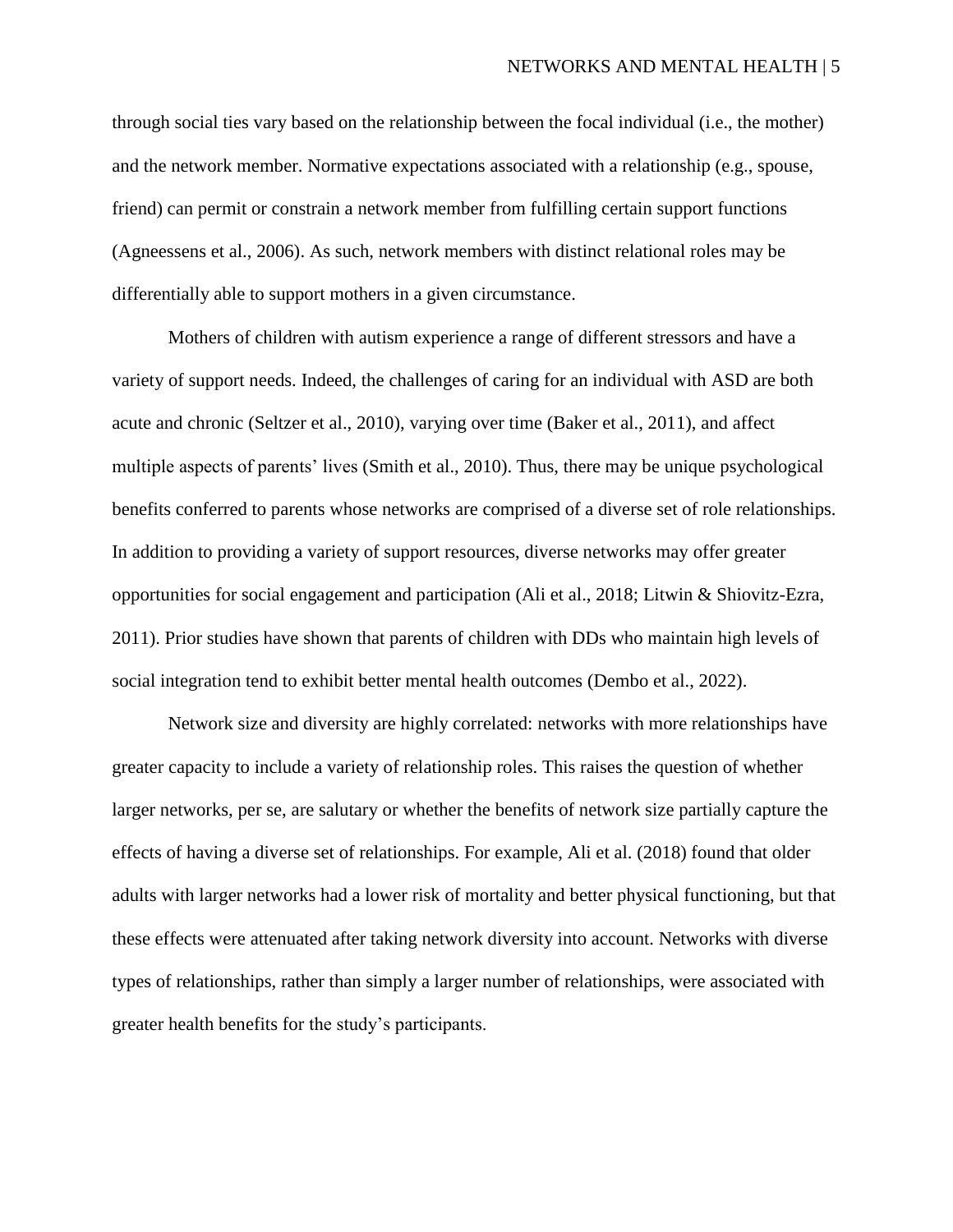through social ties vary based on the relationship between the focal individual (i.e., the mother) and the network member. Normative expectations associated with a relationship (e.g., spouse, friend) can permit or constrain a network member from fulfilling certain support functions (Agneessens et al., 2006). As such, network members with distinct relational roles may be differentially able to support mothers in a given circumstance.

Mothers of children with autism experience a range of different stressors and have a variety of support needs. Indeed, the challenges of caring for an individual with ASD are both acute and chronic (Seltzer et al., 2010), varying over time (Baker et al., 2011), and affect multiple aspects of parents' lives (Smith et al., 2010). Thus, there may be unique psychological benefits conferred to parents whose networks are comprised of a diverse set of role relationships. In addition to providing a variety of support resources, diverse networks may offer greater opportunities for social engagement and participation (Ali et al., 2018; Litwin & Shiovitz-Ezra, 2011). Prior studies have shown that parents of children with DDs who maintain high levels of social integration tend to exhibit better mental health outcomes (Dembo et al., 2022).

Network size and diversity are highly correlated: networks with more relationships have greater capacity to include a variety of relationship roles. This raises the question of whether larger networks, per se, are salutary or whether the benefits of network size partially capture the effects of having a diverse set of relationships. For example, Ali et al. (2018) found that older adults with larger networks had a lower risk of mortality and better physical functioning, but that these effects were attenuated after taking network diversity into account. Networks with diverse types of relationships, rather than simply a larger number of relationships, were associated with greater health benefits for the study's participants.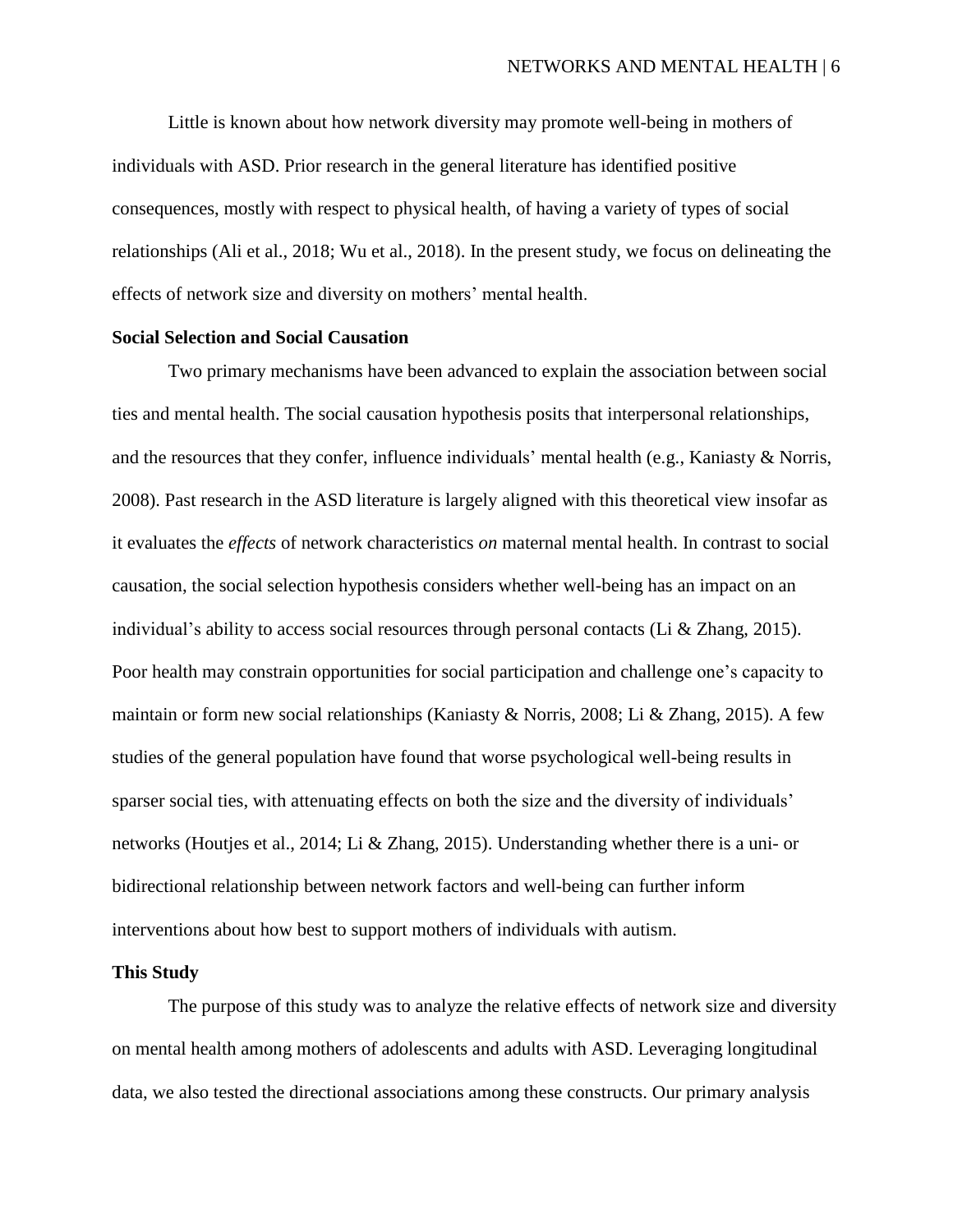Little is known about how network diversity may promote well-being in mothers of individuals with ASD. Prior research in the general literature has identified positive consequences, mostly with respect to physical health, of having a variety of types of social relationships (Ali et al., 2018; Wu et al., 2018). In the present study, we focus on delineating the effects of network size and diversity on mothers' mental health.

## Social Selection and Social Causation

Two primary mechanisms have been advanced to explain the association between social ties and mental health. The social causation hypothesis posits that interpersonal relationships, and the resources that they confer, influence individuals' mental health (e.g., Kaniasty & Norris, 2008). Past research in the ASD literature is largely aligned with this theoretical view insofar as it evaluates the *effects* of network characteristics *on* maternal mental health. In contrast to social causation, the social selection hypothesis considers whether well-being has an impact on an individual's ability to access social resources through personal contacts (Li & Zhang, 2015). Poor health may constrain opportunities for social participation and challenge one's capacity to maintain or form new social relationships (Kaniasty & Norris, 2008; Li & Zhang, 2015). A few studies of the general population have found that worse psychological well-being results in sparser social ties, with attenuating effects on both the size and the diversity of individuals' networks (Houtjes et al., 2014; Li & Zhang, 2015). Understanding whether there is a uni- or bidirectional relationship between network factors and well-being can further inform interventions about how best to support mothers of individuals with autism.

## This Study

The purpose of this study was to analyze the relative effects of network size and diversity on mental health among mothers of adolescents and adults with ASD. Leveraging longitudinal data, we also tested the directional associations among these constructs. Our primary analysis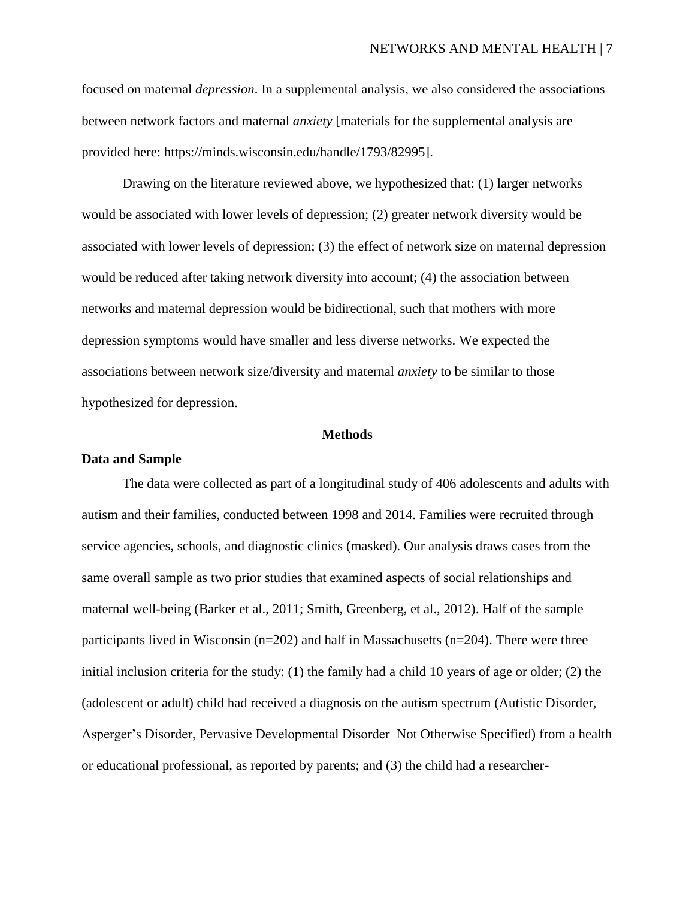focused on maternal *depression*. In a supplemental analysis, we also considered the associations between network factors and maternal *anxiety* [materials for the supplemental analysis are provided here: https://minds.wisconsin.edu/handle/1793/82995].

Drawing on the literature reviewed above, we hypothesized that: (1) larger networks would be associated with lower levels of depression; (2) greater network diversity would be associated with lower levels of depression; (3) the effect of network size on maternal depression would be reduced after taking network diversity into account; (4) the association between networks and maternal depression would be bidirectional, such that mothers with more depression symptoms would have smaller and less diverse networks. We expected the associations between network size/diversity and maternal *anxiety* to be similar to those hypothesized for depression.

## Methods

### Data and Sample

The data were collected as part of a longitudinal study of 406 adolescents and adults with autism and their families, conducted between 1998 and 2014. Families were recruited through service agencies, schools, and diagnostic clinics (masked). Our analysis draws cases from the same overall sample as two prior studies that examined aspects of social relationships and maternal well-being (Barker et al., 2011; Smith, Greenberg, et al., 2012). Half of the sample participants lived in Wisconsin (n=202) and half in Massachusetts (n=204). There were three initial inclusion criteria for the study: (1) the family had a child 10 years of age or older; (2) the (adolescent or adult) child had received a diagnosis on the autism spectrum (Autistic Disorder, Asperger's Disorder, Pervasive Developmental Disorder–Not Otherwise Specified) from a health or educational professional, as reported by parents; and (3) the child had a researcher-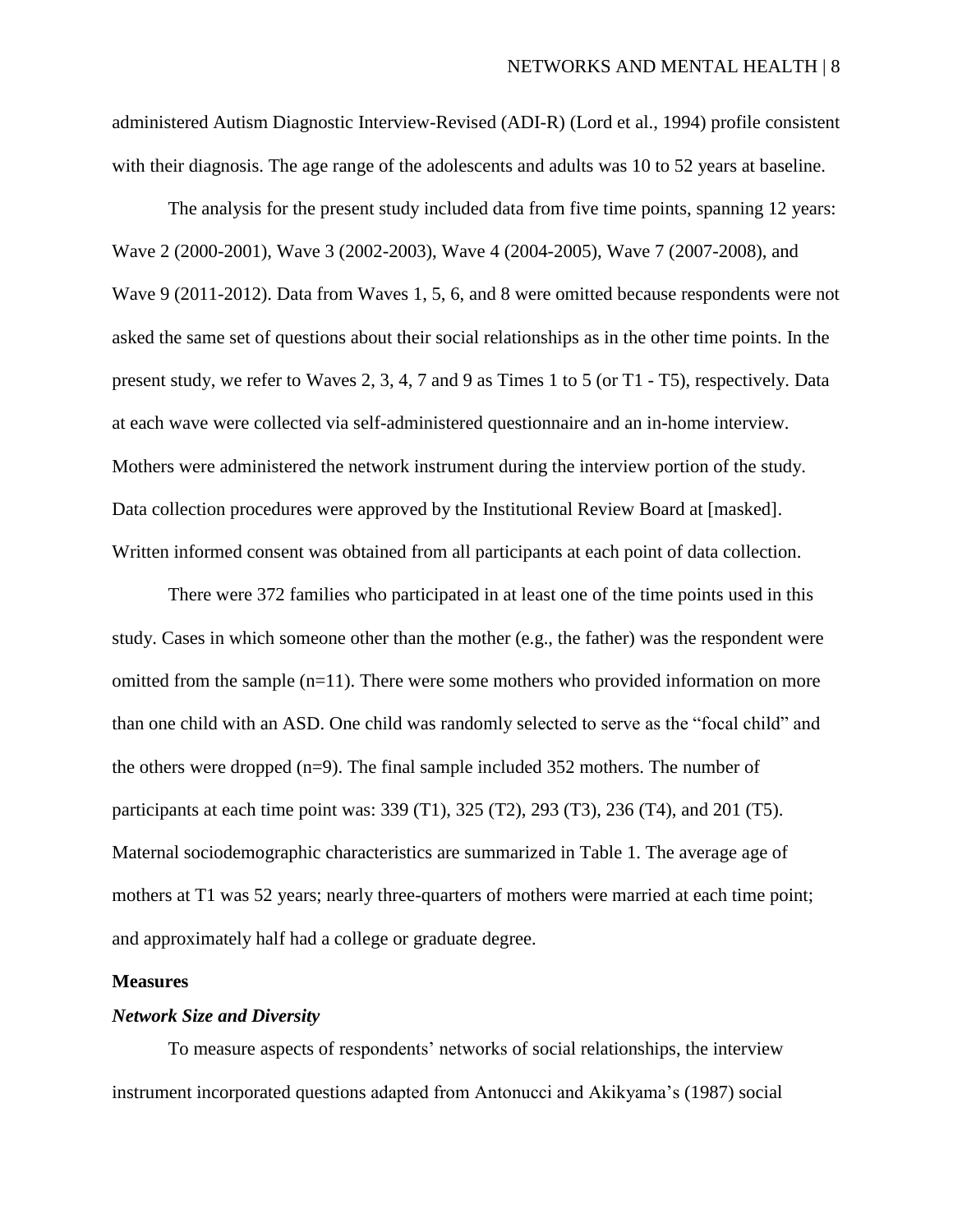administered Autism Diagnostic Interview-Revised (ADI-R) (Lord et al., 1994) profile consistent with their diagnosis. The age range of the adolescents and adults was 10 to 52 years at baseline.

The analysis for the present study included data from five time points, spanning 12 years: Wave 2 (2000-2001), Wave 3 (2002-2003), Wave 4 (2004-2005), Wave 7 (2007-2008), and Wave 9 (2011-2012). Data from Waves 1, 5, 6, and 8 were omitted because respondents were not asked the same set of questions about their social relationships as in the other time points. In the present study, we refer to Waves 2, 3, 4, 7 and 9 as Times 1 to 5 (or T1 - T5), respectively. Data at each wave were collected via self-administered questionnaire and an in-home interview. Mothers were administered the network instrument during the interview portion of the study. Data collection procedures were approved by the Institutional Review Board at [masked]. Written informed consent was obtained from all participants at each point of data collection.

There were 372 families who participated in at least one of the time points used in this study. Cases in which someone other than the mother (e.g., the father) was the respondent were omitted from the sample (n=11). There were some mothers who provided information on more than one child with an ASD. One child was randomly selected to serve as the "focal child" and the others were dropped (n=9). The final sample included 352 mothers. The number of participants at each time point was: 339 (T1), 325 (T2), 293 (T3), 236 (T4), and 201 (T5). Maternal sociodemographic characteristics are summarized in Table 1. The average age of mothers at T1 was 52 years; nearly three-quarters of mothers were married at each time point; and approximately half had a college or graduate degree.

**Measures**

***Network Size and Diversity***

To measure aspects of respondents' networks of social relationships, the interview instrument incorporated questions adapted from Antonucci and Akikyama's (1987) social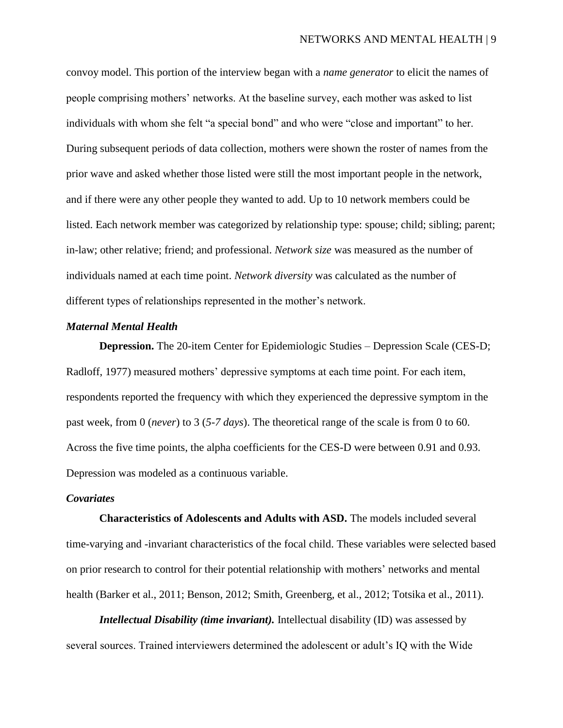convoy model. This portion of the interview began with a *name generator* to elicit the names of people comprising mothers' networks. At the baseline survey, each mother was asked to list individuals with whom she felt "a special bond" and who were "close and important" to her. During subsequent periods of data collection, mothers were shown the roster of names from the prior wave and asked whether those listed were still the most important people in the network, and if there were any other people they wanted to add. Up to 10 network members could be listed. Each network member was categorized by relationship type: spouse; child; sibling; parent; in-law; other relative; friend; and professional. *Network size* was measured as the number of individuals named at each time point. *Network diversity* was calculated as the number of different types of relationships represented in the mother's network.

### *Maternal Mental Health*

**Depression.** The 20-item Center for Epidemiologic Studies – Depression Scale (CES-D; Radloff, 1977) measured mothers' depressive symptoms at each time point. For each item, respondents reported the frequency with which they experienced the depressive symptom in the past week, from 0 (*never*) to 3 (*5-7 days*). The theoretical range of the scale is from 0 to 60. Across the five time points, the alpha coefficients for the CES-D were between 0.91 and 0.93. Depression was modeled as a continuous variable.

### *Covariates*

**Characteristics of Adolescents and Adults with ASD.** The models included several time-varying and -invariant characteristics of the focal child. These variables were selected based on prior research to control for their potential relationship with mothers' networks and mental health (Barker et al., 2011; Benson, 2012; Smith, Greenberg, et al., 2012; Totsika et al., 2011).

***Intellectual Disability (time invariant).*** Intellectual disability (ID) was assessed by several sources. Trained interviewers determined the adolescent or adult's IQ with the Wide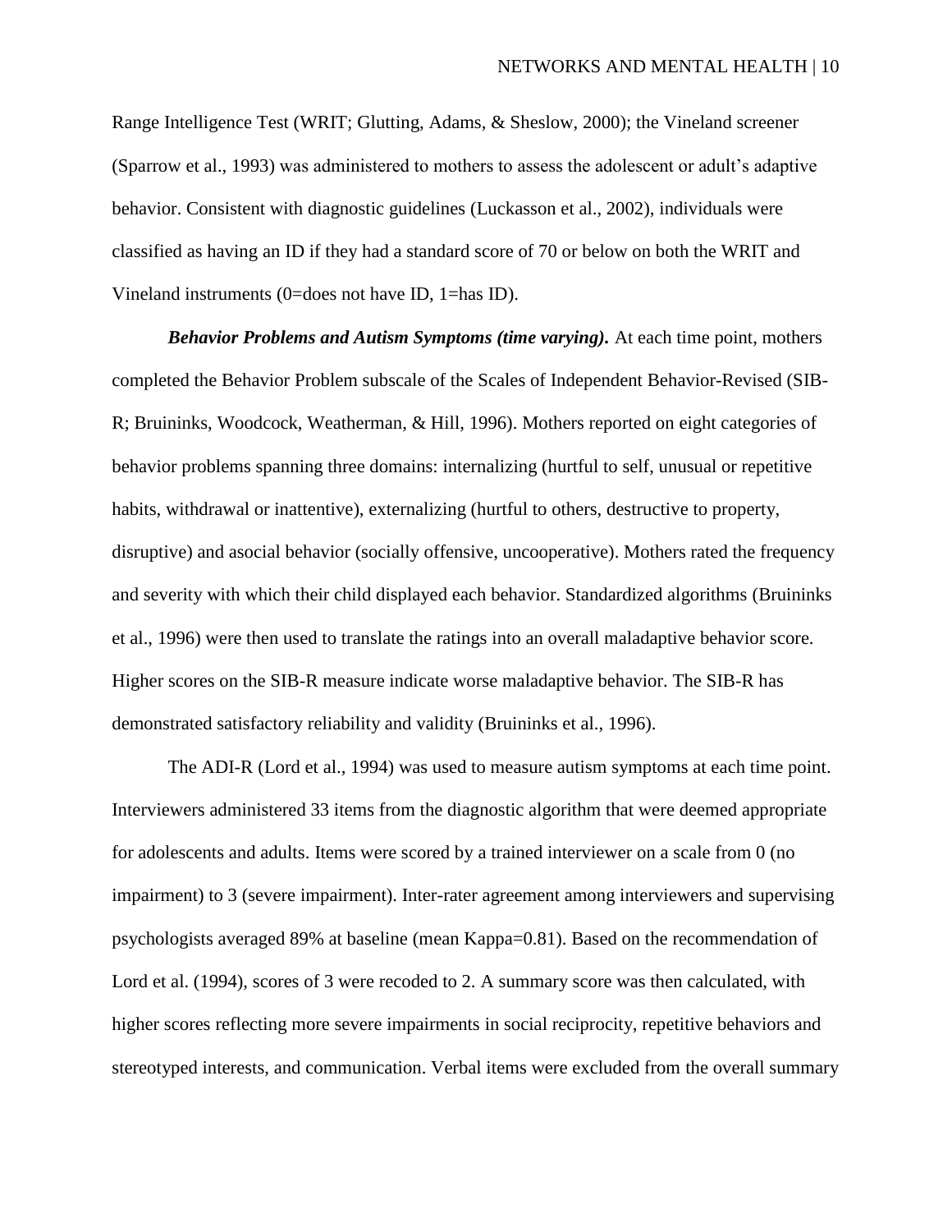Range Intelligence Test (WRIT; Glutting, Adams, & Sheslow, 2000); the Vineland screener (Sparrow et al., 1993) was administered to mothers to assess the adolescent or adult's adaptive behavior. Consistent with diagnostic guidelines (Luckasson et al., 2002), individuals were classified as having an ID if they had a standard score of 70 or below on both the WRIT and Vineland instruments (0=does not have ID, 1=has ID).

***Behavior Problems and Autism Symptoms (time varying).*** At each time point, mothers completed the Behavior Problem subscale of the Scales of Independent Behavior-Revised (SIB-R; Bruininks, Woodcock, Weatherman, & Hill, 1996). Mothers reported on eight categories of behavior problems spanning three domains: internalizing (hurtful to self, unusual or repetitive habits, withdrawal or inattentive), externalizing (hurtful to others, destructive to property, disruptive) and asocial behavior (socially offensive, uncooperative). Mothers rated the frequency and severity with which their child displayed each behavior. Standardized algorithms (Bruininks et al., 1996) were then used to translate the ratings into an overall maladaptive behavior score. Higher scores on the SIB-R measure indicate worse maladaptive behavior. The SIB-R has demonstrated satisfactory reliability and validity (Bruininks et al., 1996).

The ADI-R (Lord et al., 1994) was used to measure autism symptoms at each time point. Interviewers administered 33 items from the diagnostic algorithm that were deemed appropriate for adolescents and adults. Items were scored by a trained interviewer on a scale from 0 (no impairment) to 3 (severe impairment). Inter-rater agreement among interviewers and supervising psychologists averaged 89% at baseline (mean Kappa=0.81). Based on the recommendation of Lord et al. (1994), scores of 3 were recoded to 2. A summary score was then calculated, with higher scores reflecting more severe impairments in social reciprocity, repetitive behaviors and stereotyped interests, and communication. Verbal items were excluded from the overall summary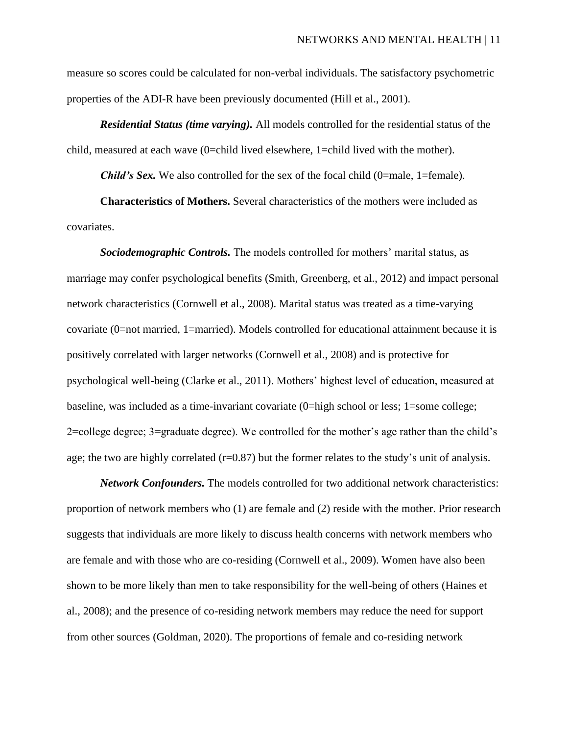measure so scores could be calculated for non-verbal individuals. The satisfactory psychometric properties of the ADI-R have been previously documented (Hill et al., 2001).

***Residential Status (time varying).*** All models controlled for the residential status of the child, measured at each wave (0=child lived elsewhere, 1=child lived with the mother).

***Child's Sex.*** We also controlled for the sex of the focal child (0=male, 1=female).

**Characteristics of Mothers.** Several characteristics of the mothers were included as covariates.

***Sociodemographic Controls.*** The models controlled for mothers' marital status, as marriage may confer psychological benefits (Smith, Greenberg, et al., 2012) and impact personal network characteristics (Cornwell et al., 2008). Marital status was treated as a time-varying covariate (0=not married, 1=married). Models controlled for educational attainment because it is positively correlated with larger networks (Cornwell et al., 2008) and is protective for psychological well-being (Clarke et al., 2011). Mothers' highest level of education, measured at baseline, was included as a time-invariant covariate (0=high school or less; 1=some college; 2=college degree; 3=graduate degree). We controlled for the mother's age rather than the child's age; the two are highly correlated (r=0.87) but the former relates to the study's unit of analysis.

***Network Confounders.*** The models controlled for two additional network characteristics: proportion of network members who (1) are female and (2) reside with the mother. Prior research suggests that individuals are more likely to discuss health concerns with network members who are female and with those who are co-residing (Cornwell et al., 2009). Women have also been shown to be more likely than men to take responsibility for the well-being of others (Haines et al., 2008); and the presence of co-residing network members may reduce the need for support from other sources (Goldman, 2020). The proportions of female and co-residing network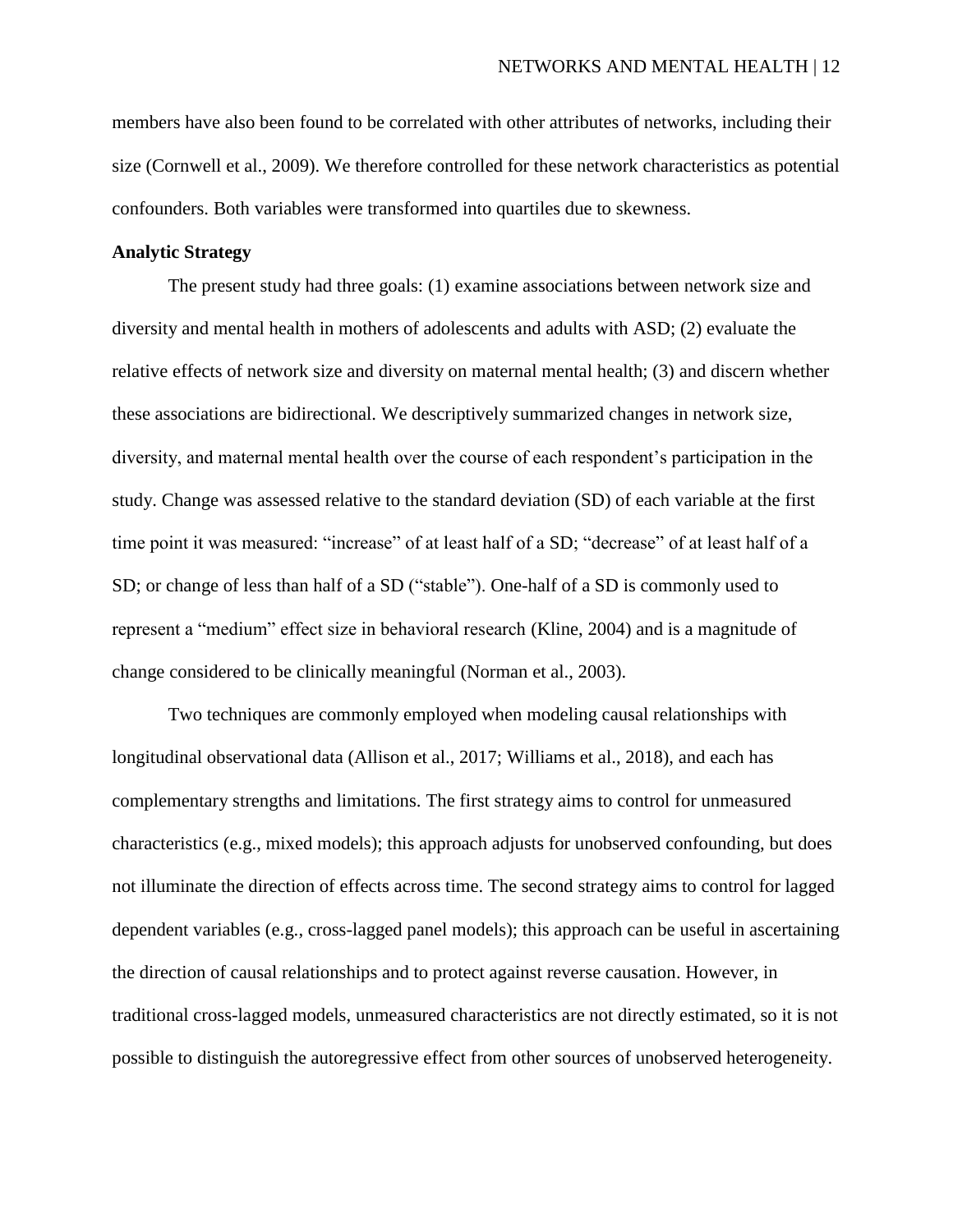members have also been found to be correlated with other attributes of networks, including their size (Cornwell et al., 2009). We therefore controlled for these network characteristics as potential confounders. Both variables were transformed into quartiles due to skewness.

**Analytic Strategy**

The present study had three goals: (1) examine associations between network size and diversity and mental health in mothers of adolescents and adults with ASD; (2) evaluate the relative effects of network size and diversity on maternal mental health; (3) and discern whether these associations are bidirectional. We descriptively summarized changes in network size, diversity, and maternal mental health over the course of each respondent's participation in the study. Change was assessed relative to the standard deviation (SD) of each variable at the first time point it was measured: "increase" of at least half of a SD; "decrease" of at least half of a SD; or change of less than half of a SD ("stable"). One-half of a SD is commonly used to represent a "medium" effect size in behavioral research (Kline, 2004) and is a magnitude of change considered to be clinically meaningful (Norman et al., 2003).

Two techniques are commonly employed when modeling causal relationships with longitudinal observational data (Allison et al., 2017; Williams et al., 2018), and each has complementary strengths and limitations. The first strategy aims to control for unmeasured characteristics (e.g., mixed models); this approach adjusts for unobserved confounding, but does not illuminate the direction of effects across time. The second strategy aims to control for lagged dependent variables (e.g., cross-lagged panel models); this approach can be useful in ascertaining the direction of causal relationships and to protect against reverse causation. However, in traditional cross-lagged models, unmeasured characteristics are not directly estimated, so it is not possible to distinguish the autoregressive effect from other sources of unobserved heterogeneity.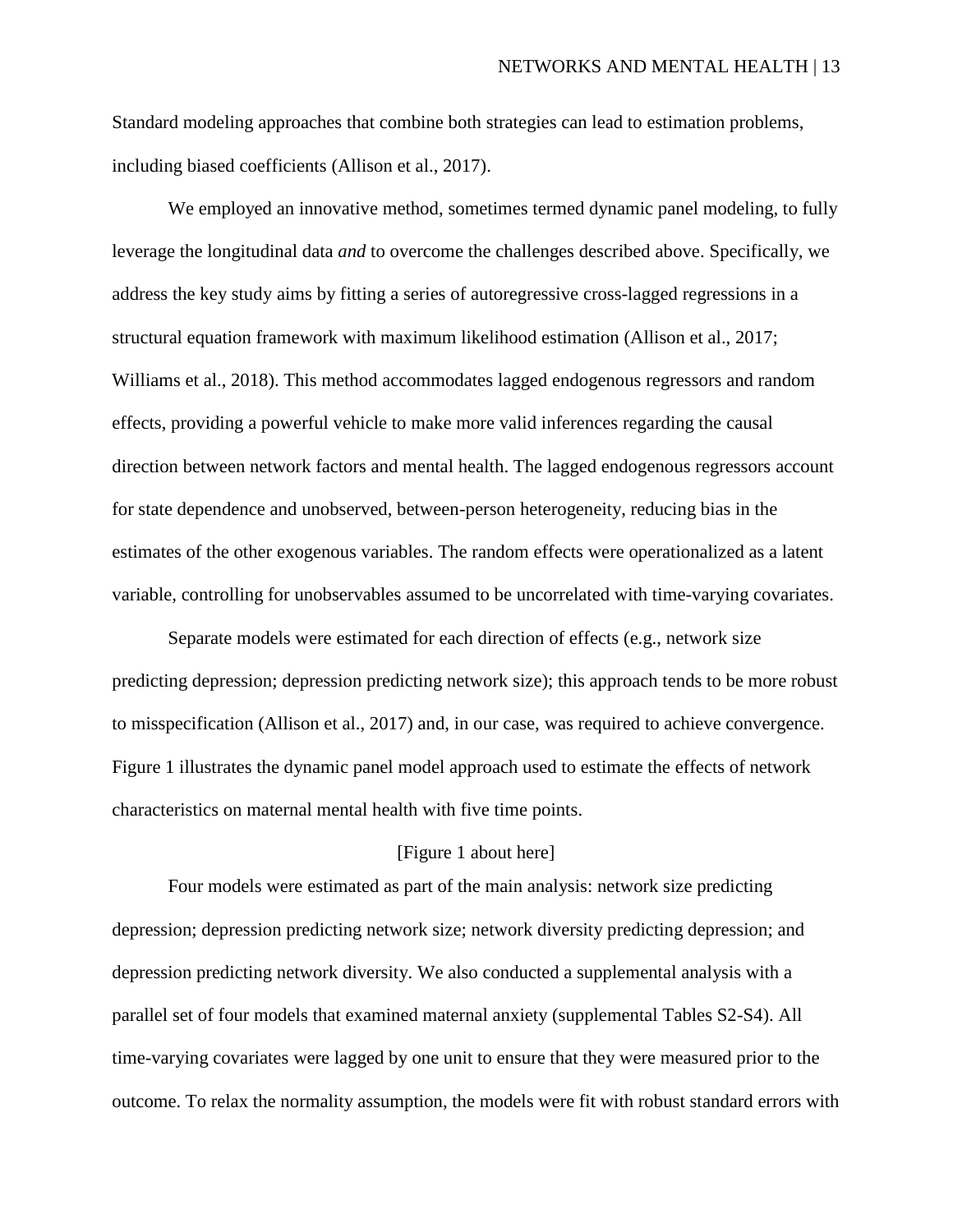Standard modeling approaches that combine both strategies can lead to estimation problems, including biased coefficients (Allison et al., 2017).

We employed an innovative method, sometimes termed dynamic panel modeling, to fully leverage the longitudinal data *and* to overcome the challenges described above. Specifically, we address the key study aims by fitting a series of autoregressive cross-lagged regressions in a structural equation framework with maximum likelihood estimation (Allison et al., 2017; Williams et al., 2018). This method accommodates lagged endogenous regressors and random effects, providing a powerful vehicle to make more valid inferences regarding the causal direction between network factors and mental health. The lagged endogenous regressors account for state dependence and unobserved, between-person heterogeneity, reducing bias in the estimates of the other exogenous variables. The random effects were operationalized as a latent variable, controlling for unobservables assumed to be uncorrelated with time-varying covariates.

Separate models were estimated for each direction of effects (e.g., network size predicting depression; depression predicting network size); this approach tends to be more robust to misspecification (Allison et al., 2017) and, in our case, was required to achieve convergence. Figure 1 illustrates the dynamic panel model approach used to estimate the effects of network characteristics on maternal mental health with five time points.

[Figure 1 about here]

Four models were estimated as part of the main analysis: network size predicting depression; depression predicting network size; network diversity predicting depression; and depression predicting network diversity. We also conducted a supplemental analysis with a parallel set of four models that examined maternal anxiety (supplemental Tables S2-S4). All time-varying covariates were lagged by one unit to ensure that they were measured prior to the outcome. To relax the normality assumption, the models were fit with robust standard errors with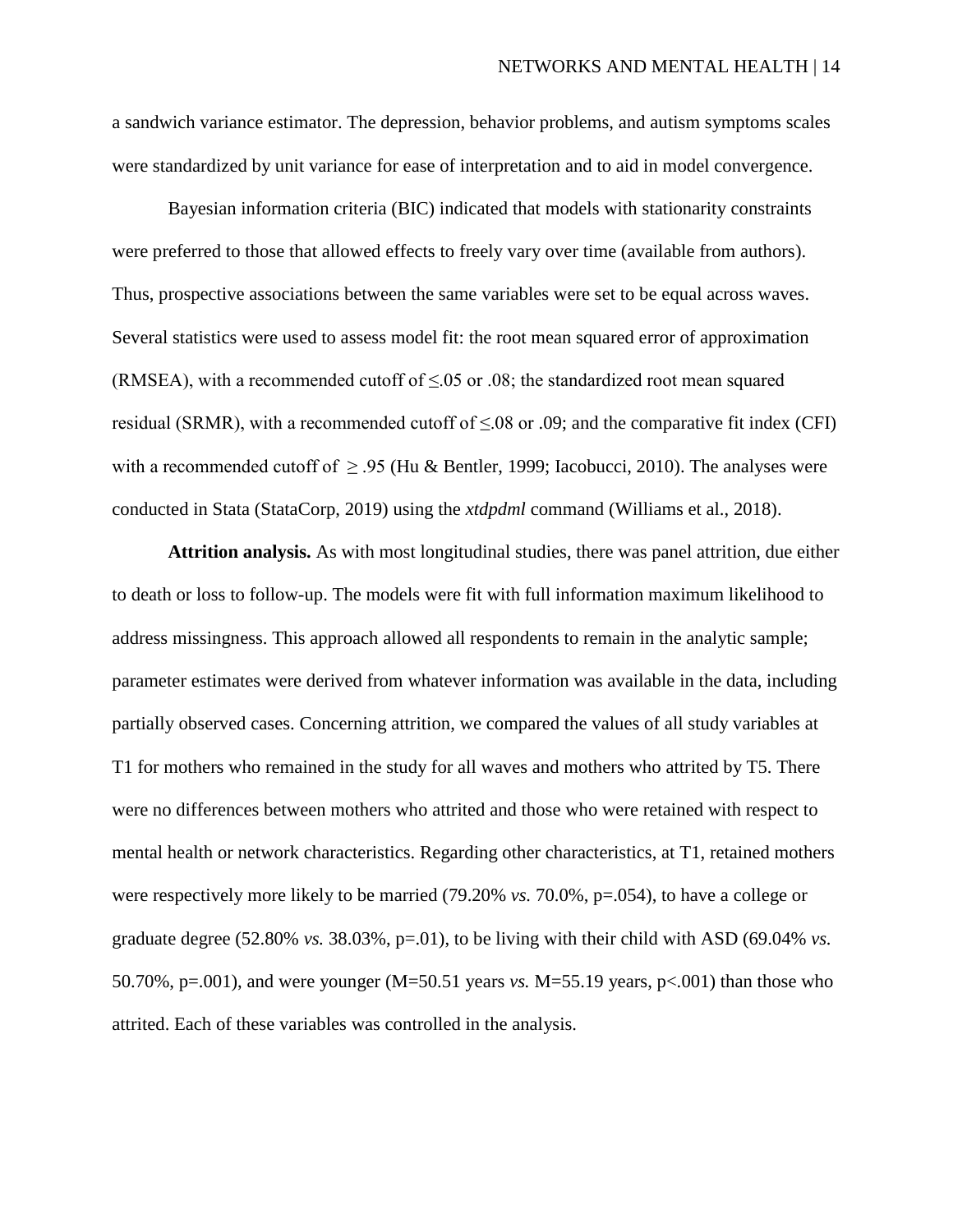a sandwich variance estimator. The depression, behavior problems, and autism symptoms scales were standardized by unit variance for ease of interpretation and to aid in model convergence.

Bayesian information criteria (BIC) indicated that models with stationarity constraints were preferred to those that allowed effects to freely vary over time (available from authors). Thus, prospective associations between the same variables were set to be equal across waves. Several statistics were used to assess model fit: the root mean squared error of approximation (RMSEA), with a recommended cutoff of $\leq$.05 or .08; the standardized root mean squared residual (SRMR), with a recommended cutoff of $\leq$.08 or .09; and the comparative fit index (CFI) with a recommended cutoff of $\geq$.95 (Hu & Bentler, 1999; Iacobucci, 2010). The analyses were conducted in Stata (StataCorp, 2019) using the *xtdpdml* command (Williams et al., 2018).

**Attrition analysis.** As with most longitudinal studies, there was panel attrition, due either to death or loss to follow-up. The models were fit with full information maximum likelihood to address missingness. This approach allowed all respondents to remain in the analytic sample; parameter estimates were derived from whatever information was available in the data, including partially observed cases. Concerning attrition, we compared the values of all study variables at T1 for mothers who remained in the study for all waves and mothers who attrited by T5. There were no differences between mothers who attrited and those who were retained with respect to mental health or network characteristics. Regarding other characteristics, at T1, retained mothers were respectively more likely to be married (79.20% *vs.* 70.0%, p=.054), to have a college or graduate degree (52.80% *vs.* 38.03%, p=.01), to be living with their child with ASD (69.04% *vs.* 50.70%, p=.001), and were younger (M=50.51 years *vs.* M=55.19 years, p<.001) than those who attrited. Each of these variables was controlled in the analysis.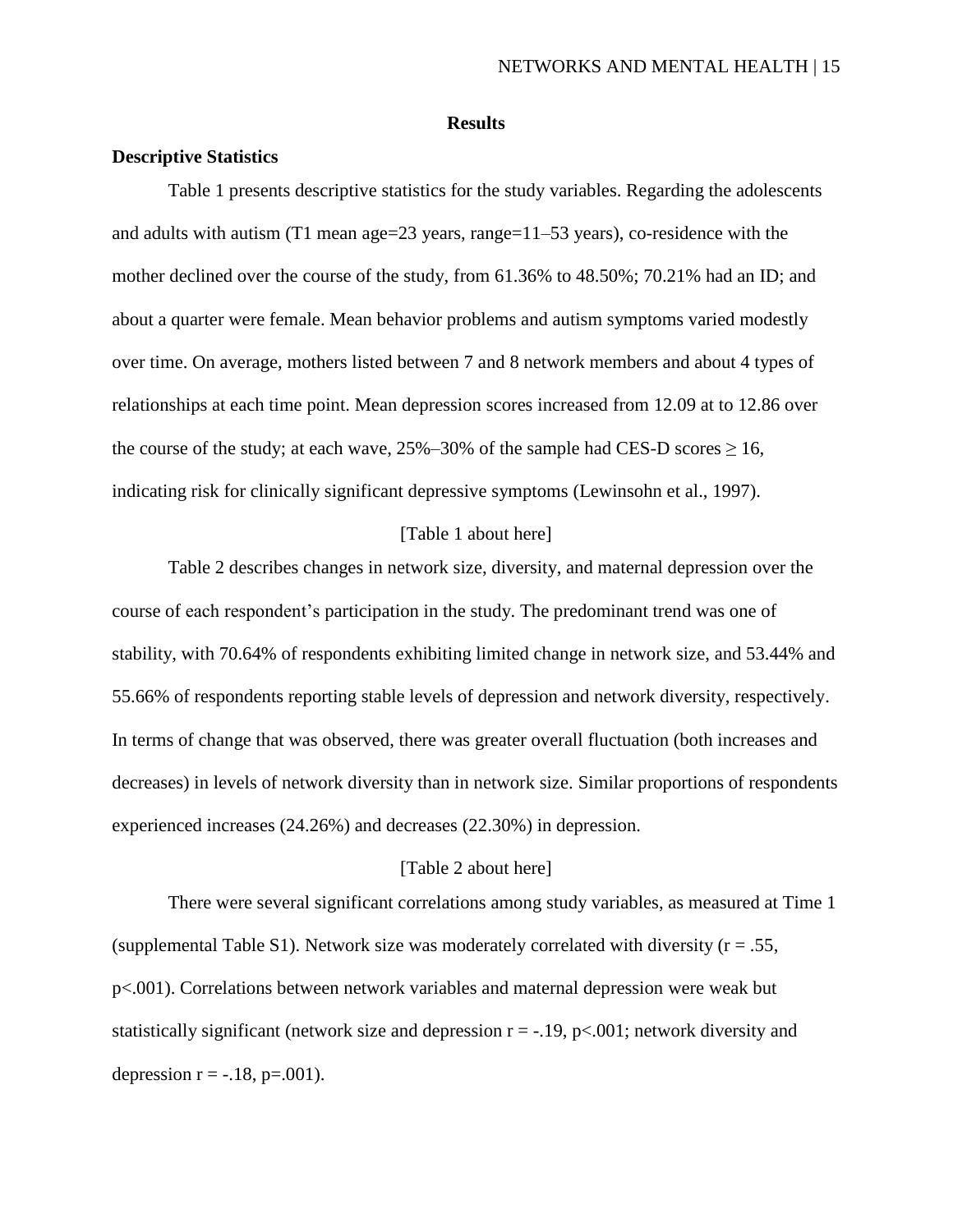## Results

### Descriptive Statistics

Table 1 presents descriptive statistics for the study variables. Regarding the adolescents and adults with autism (T1 mean age=23 years, range=11–53 years), co-residence with the mother declined over the course of the study, from 61.36% to 48.50%; 70.21% had an ID; and about a quarter were female. Mean behavior problems and autism symptoms varied modestly over time. On average, mothers listed between 7 and 8 network members and about 4 types of relationships at each time point. Mean depression scores increased from 12.09 at to 12.86 over the course of the study; at each wave, 25%–30% of the sample had CES-D scores $\geq 16$, indicating risk for clinically significant depressive symptoms (Lewinsohn et al., 1997).

[Table 1 about here]

Table 2 describes changes in network size, diversity, and maternal depression over the course of each respondent's participation in the study. The predominant trend was one of stability, with 70.64% of respondents exhibiting limited change in network size, and 53.44% and 55.66% of respondents reporting stable levels of depression and network diversity, respectively. In terms of change that was observed, there was greater overall fluctuation (both increases and decreases) in levels of network diversity than in network size. Similar proportions of respondents experienced increases (24.26%) and decreases (22.30%) in depression.

[Table 2 about here]

There were several significant correlations among study variables, as measured at Time 1 (supplemental Table S1). Network size was moderately correlated with diversity ($r = .55$, $p<.001$). Correlations between network variables and maternal depression were weak but statistically significant (network size and depression $r = -.19$, $p<.001$; network diversity and depression $r = -.18$, $p=.001$).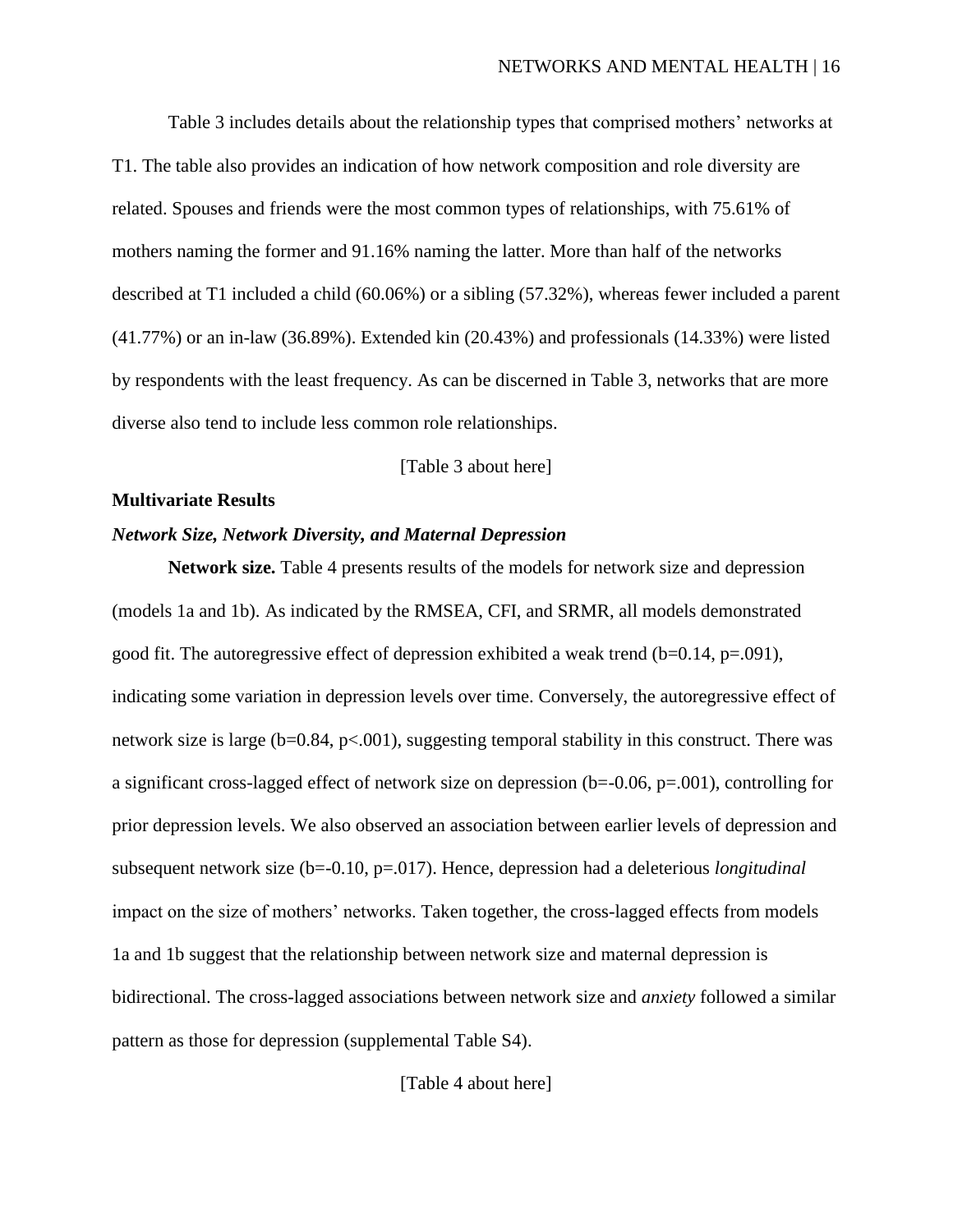Table 3 includes details about the relationship types that comprised mothers' networks at T1. The table also provides an indication of how network composition and role diversity are related. Spouses and friends were the most common types of relationships, with 75.61% of mothers naming the former and 91.16% naming the latter. More than half of the networks described at T1 included a child (60.06%) or a sibling (57.32%), whereas fewer included a parent (41.77%) or an in-law (36.89%). Extended kin (20.43%) and professionals (14.33%) were listed by respondents with the least frequency. As can be discerned in Table 3, networks that are more diverse also tend to include less common role relationships.

[Table 3 about here]

## Multivariate Results

### *Network Size, Network Diversity, and Maternal Depression*

**Network size.** Table 4 presents results of the models for network size and depression (models 1a and 1b). As indicated by the RMSEA, CFI, and SRMR, all models demonstrated good fit. The autoregressive effect of depression exhibited a weak trend ($b=0.14$, $p=.091$), indicating some variation in depression levels over time. Conversely, the autoregressive effect of network size is large ($b=0.84$, $p<.001$), suggesting temporal stability in this construct. There was a significant cross-lagged effect of network size on depression ($b=-0.06$, $p=.001$), controlling for prior depression levels. We also observed an association between earlier levels of depression and subsequent network size ($b=-0.10$, $p=.017$). Hence, depression had a deleterious *longitudinal* impact on the size of mothers' networks. Taken together, the cross-lagged effects from models 1a and 1b suggest that the relationship between network size and maternal depression is bidirectional. The cross-lagged associations between network size and *anxiety* followed a similar pattern as those for depression (supplemental Table S4).

[Table 4 about here]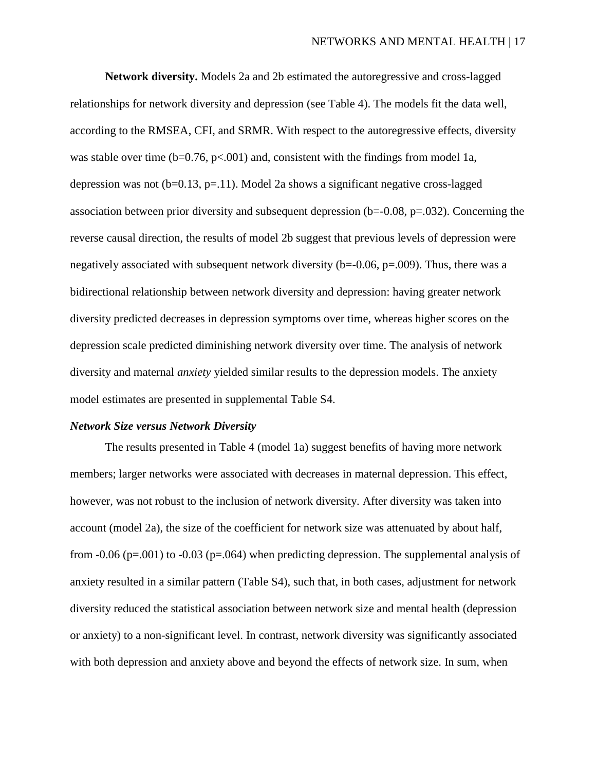**Network diversity.** Models 2a and 2b estimated the autoregressive and cross-lagged relationships for network diversity and depression (see Table 4). The models fit the data well, according to the RMSEA, CFI, and SRMR. With respect to the autoregressive effects, diversity was stable over time ($b=0.76$, $p<.001$) and, consistent with the findings from model 1a, depression was not ($b=0.13$, $p=.11$). Model 2a shows a significant negative cross-lagged association between prior diversity and subsequent depression ($b=-0.08$, $p=.032$). Concerning the reverse causal direction, the results of model 2b suggest that previous levels of depression were negatively associated with subsequent network diversity ($b=-0.06$, $p=.009$). Thus, there was a bidirectional relationship between network diversity and depression: having greater network diversity predicted decreases in depression symptoms over time, whereas higher scores on the depression scale predicted diminishing network diversity over time. The analysis of network diversity and maternal *anxiety* yielded similar results to the depression models. The anxiety model estimates are presented in supplemental Table S4.

### *Network Size versus Network Diversity*

The results presented in Table 4 (model 1a) suggest benefits of having more network members; larger networks were associated with decreases in maternal depression. This effect, however, was not robust to the inclusion of network diversity. After diversity was taken into account (model 2a), the size of the coefficient for network size was attenuated by about half, from -0.06 ($p=.001$) to -0.03 ($p=.064$) when predicting depression. The supplemental analysis of anxiety resulted in a similar pattern (Table S4), such that, in both cases, adjustment for network diversity reduced the statistical association between network size and mental health (depression or anxiety) to a non-significant level. In contrast, network diversity was significantly associated with both depression and anxiety above and beyond the effects of network size. In sum, when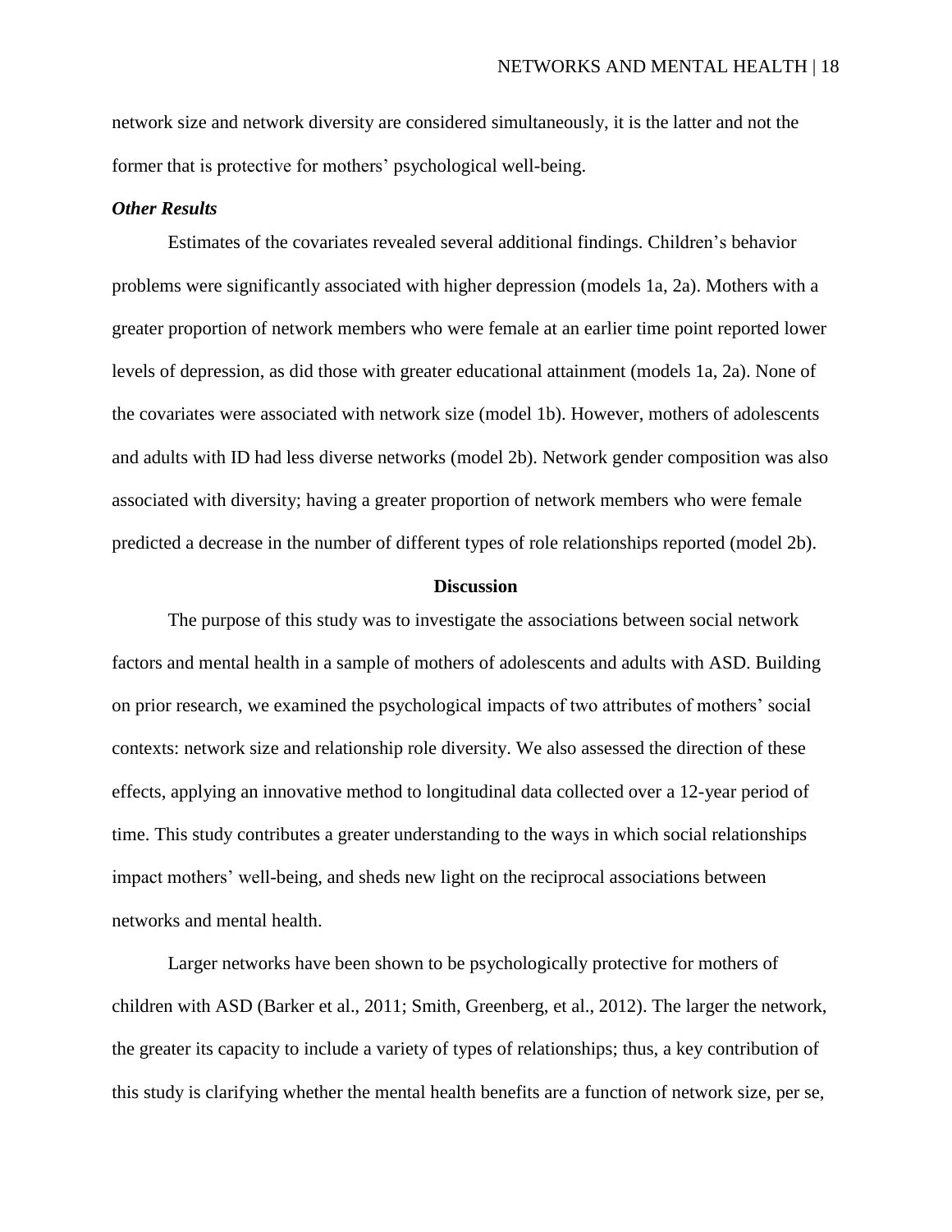network size and network diversity are considered simultaneously, it is the latter and not the former that is protective for mothers' psychological well-being.

### *Other Results*

Estimates of the covariates revealed several additional findings. Children's behavior problems were significantly associated with higher depression (models 1a, 2a). Mothers with a greater proportion of network members who were female at an earlier time point reported lower levels of depression, as did those with greater educational attainment (models 1a, 2a). None of the covariates were associated with network size (model 1b). However, mothers of adolescents and adults with ID had less diverse networks (model 2b). Network gender composition was also associated with diversity; having a greater proportion of network members who were female predicted a decrease in the number of different types of role relationships reported (model 2b).

## Discussion

The purpose of this study was to investigate the associations between social network factors and mental health in a sample of mothers of adolescents and adults with ASD. Building on prior research, we examined the psychological impacts of two attributes of mothers' social contexts: network size and relationship role diversity. We also assessed the direction of these effects, applying an innovative method to longitudinal data collected over a 12-year period of time. This study contributes a greater understanding to the ways in which social relationships impact mothers' well-being, and sheds new light on the reciprocal associations between networks and mental health.

Larger networks have been shown to be psychologically protective for mothers of children with ASD (Barker et al., 2011; Smith, Greenberg, et al., 2012). The larger the network, the greater its capacity to include a variety of types of relationships; thus, a key contribution of this study is clarifying whether the mental health benefits are a function of network size, per se,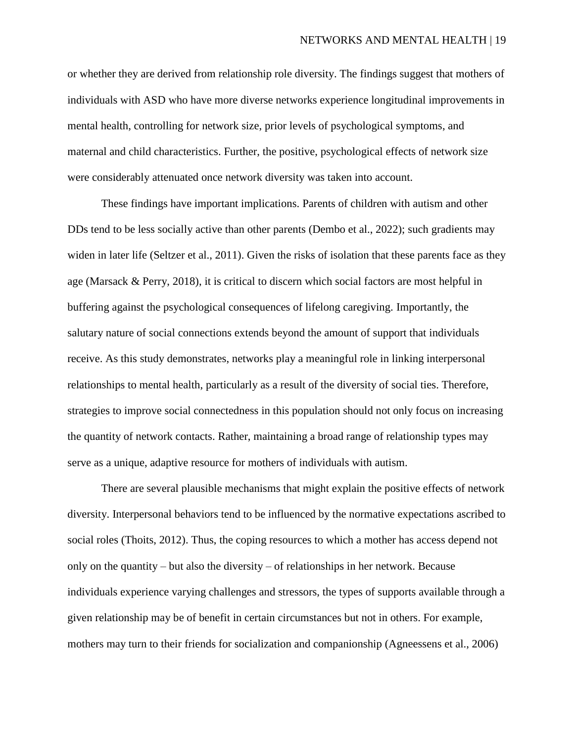or whether they are derived from relationship role diversity. The findings suggest that mothers of individuals with ASD who have more diverse networks experience longitudinal improvements in mental health, controlling for network size, prior levels of psychological symptoms, and maternal and child characteristics. Further, the positive, psychological effects of network size were considerably attenuated once network diversity was taken into account.

These findings have important implications. Parents of children with autism and other DDs tend to be less socially active than other parents (Dembo et al., 2022); such gradients may widen in later life (Seltzer et al., 2011). Given the risks of isolation that these parents face as they age (Marsack & Perry, 2018), it is critical to discern which social factors are most helpful in buffering against the psychological consequences of lifelong caregiving. Importantly, the salutary nature of social connections extends beyond the amount of support that individuals receive. As this study demonstrates, networks play a meaningful role in linking interpersonal relationships to mental health, particularly as a result of the diversity of social ties. Therefore, strategies to improve social connectedness in this population should not only focus on increasing the quantity of network contacts. Rather, maintaining a broad range of relationship types may serve as a unique, adaptive resource for mothers of individuals with autism.

There are several plausible mechanisms that might explain the positive effects of network diversity. Interpersonal behaviors tend to be influenced by the normative expectations ascribed to social roles (Thoits, 2012). Thus, the coping resources to which a mother has access depend not only on the quantity – but also the diversity – of relationships in her network. Because individuals experience varying challenges and stressors, the types of supports available through a given relationship may be of benefit in certain circumstances but not in others. For example, mothers may turn to their friends for socialization and companionship (Agneessens et al., 2006)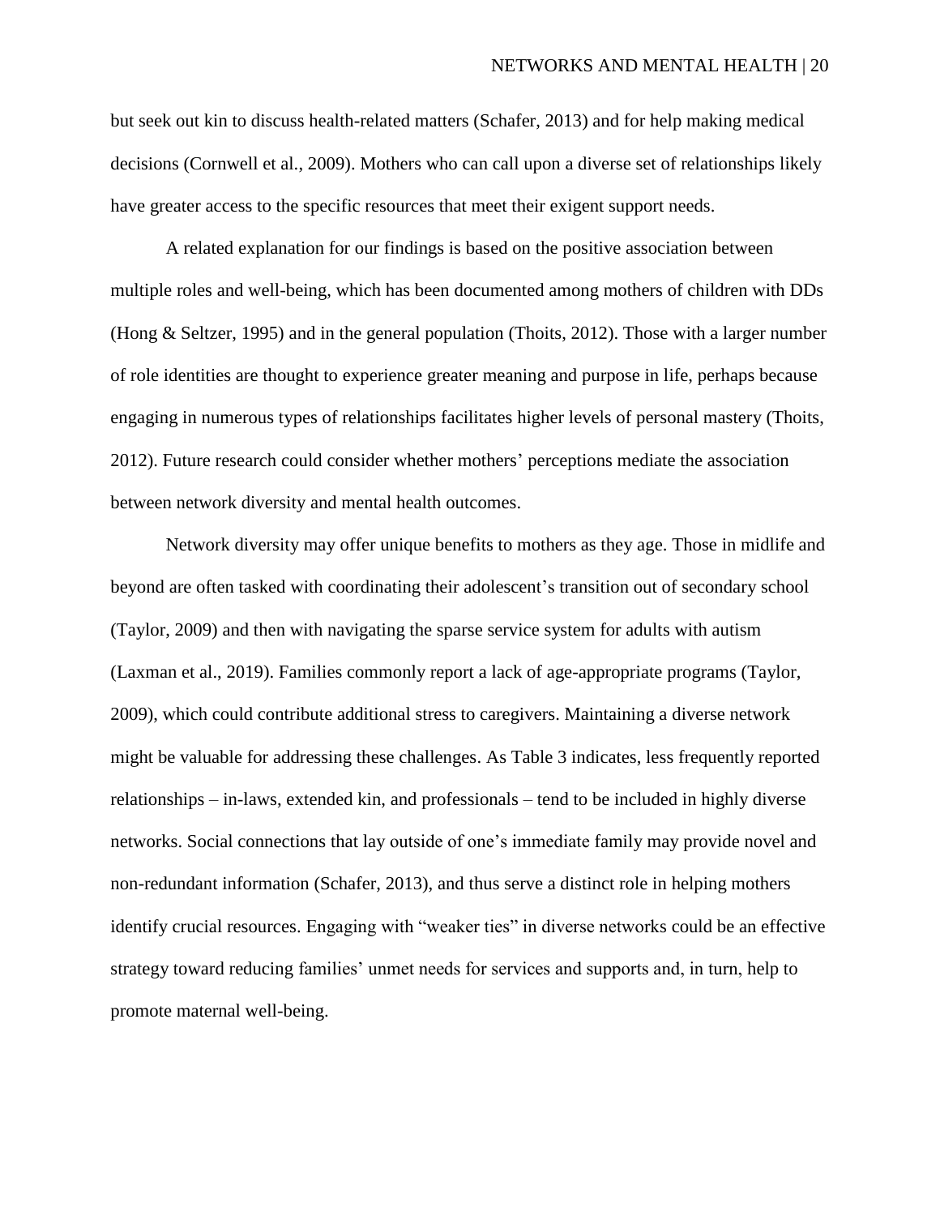but seek out kin to discuss health-related matters (Schafer, 2013) and for help making medical decisions (Cornwell et al., 2009). Mothers who can call upon a diverse set of relationships likely have greater access to the specific resources that meet their exigent support needs.

A related explanation for our findings is based on the positive association between multiple roles and well-being, which has been documented among mothers of children with DDs (Hong & Seltzer, 1995) and in the general population (Thoits, 2012). Those with a larger number of role identities are thought to experience greater meaning and purpose in life, perhaps because engaging in numerous types of relationships facilitates higher levels of personal mastery (Thoits, 2012). Future research could consider whether mothers' perceptions mediate the association between network diversity and mental health outcomes.

Network diversity may offer unique benefits to mothers as they age. Those in midlife and beyond are often tasked with coordinating their adolescent's transition out of secondary school (Taylor, 2009) and then with navigating the sparse service system for adults with autism (Laxman et al., 2019). Families commonly report a lack of age-appropriate programs (Taylor, 2009), which could contribute additional stress to caregivers. Maintaining a diverse network might be valuable for addressing these challenges. As Table 3 indicates, less frequently reported relationships – in-laws, extended kin, and professionals – tend to be included in highly diverse networks. Social connections that lay outside of one's immediate family may provide novel and non-redundant information (Schafer, 2013), and thus serve a distinct role in helping mothers identify crucial resources. Engaging with "weaker ties" in diverse networks could be an effective strategy toward reducing families' unmet needs for services and supports and, in turn, help to promote maternal well-being.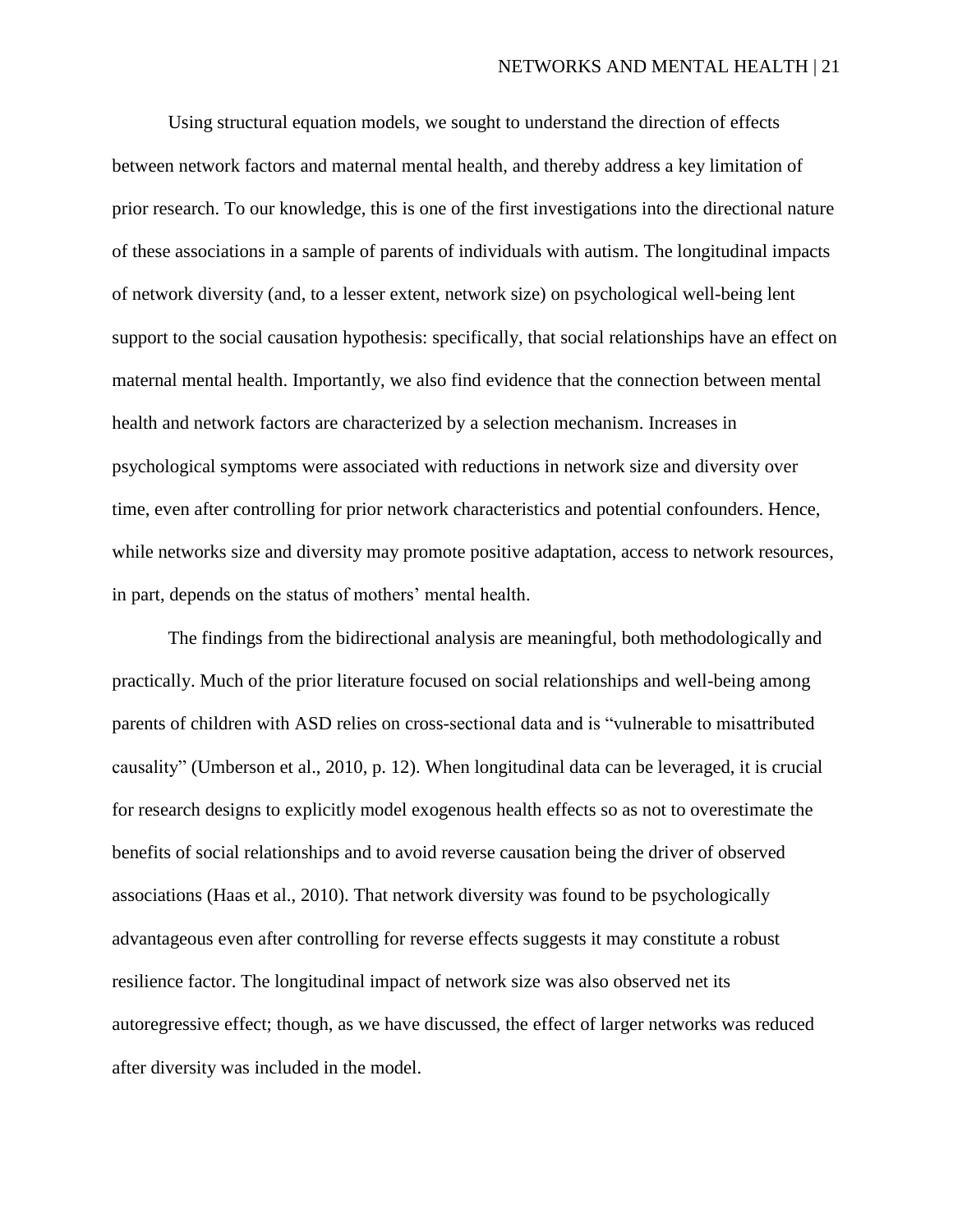Using structural equation models, we sought to understand the direction of effects between network factors and maternal mental health, and thereby address a key limitation of prior research. To our knowledge, this is one of the first investigations into the directional nature of these associations in a sample of parents of individuals with autism. The longitudinal impacts of network diversity (and, to a lesser extent, network size) on psychological well-being lent support to the social causation hypothesis: specifically, that social relationships have an effect on maternal mental health. Importantly, we also find evidence that the connection between mental health and network factors are characterized by a selection mechanism. Increases in psychological symptoms were associated with reductions in network size and diversity over time, even after controlling for prior network characteristics and potential confounders. Hence, while networks size and diversity may promote positive adaptation, access to network resources, in part, depends on the status of mothers' mental health.

The findings from the bidirectional analysis are meaningful, both methodologically and practically. Much of the prior literature focused on social relationships and well-being among parents of children with ASD relies on cross-sectional data and is "vulnerable to misattributed causality" (Umberson et al., 2010, p. 12). When longitudinal data can be leveraged, it is crucial for research designs to explicitly model exogenous health effects so as not to overestimate the benefits of social relationships and to avoid reverse causation being the driver of observed associations (Haas et al., 2010). That network diversity was found to be psychologically advantageous even after controlling for reverse effects suggests it may constitute a robust resilience factor. The longitudinal impact of network size was also observed net its autoregressive effect; though, as we have discussed, the effect of larger networks was reduced after diversity was included in the model.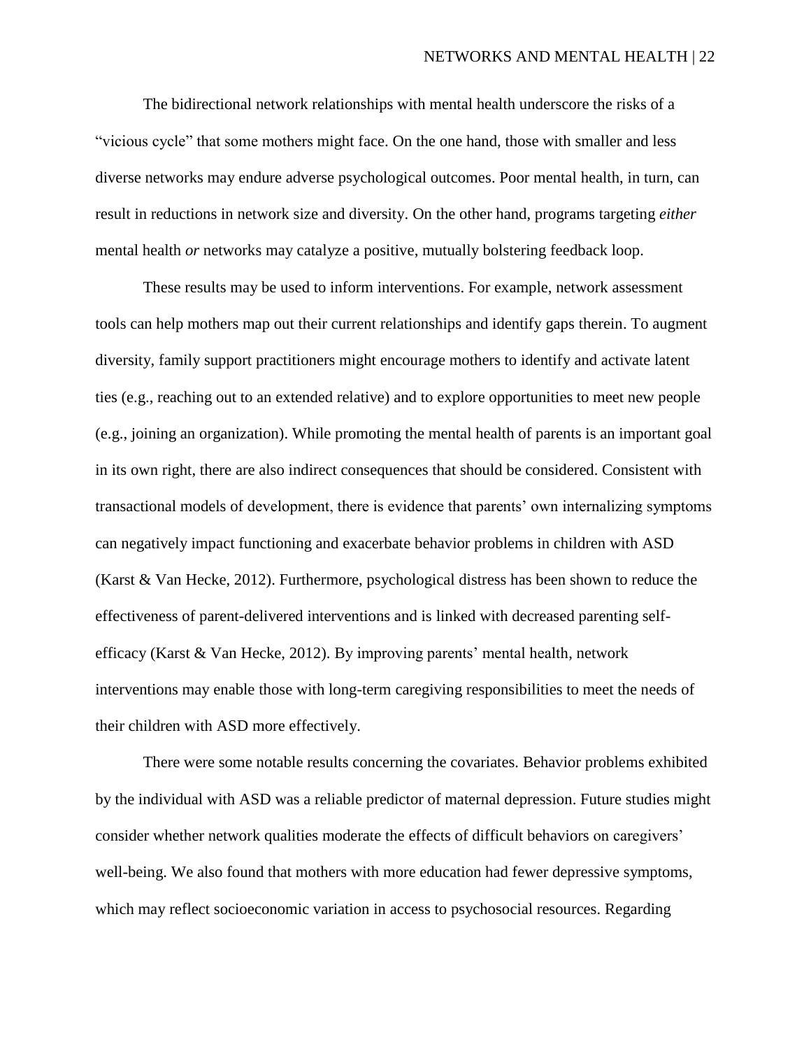The bidirectional network relationships with mental health underscore the risks of a "vicious cycle" that some mothers might face. On the one hand, those with smaller and less diverse networks may endure adverse psychological outcomes. Poor mental health, in turn, can result in reductions in network size and diversity. On the other hand, programs targeting *either* mental health *or* networks may catalyze a positive, mutually bolstering feedback loop.

These results may be used to inform interventions. For example, network assessment tools can help mothers map out their current relationships and identify gaps therein. To augment diversity, family support practitioners might encourage mothers to identify and activate latent ties (e.g., reaching out to an extended relative) and to explore opportunities to meet new people (e.g., joining an organization). While promoting the mental health of parents is an important goal in its own right, there are also indirect consequences that should be considered. Consistent with transactional models of development, there is evidence that parents' own internalizing symptoms can negatively impact functioning and exacerbate behavior problems in children with ASD (Karst & Van Hecke, 2012). Furthermore, psychological distress has been shown to reduce the effectiveness of parent-delivered interventions and is linked with decreased parenting self-efficacy (Karst & Van Hecke, 2012). By improving parents' mental health, network interventions may enable those with long-term caregiving responsibilities to meet the needs of their children with ASD more effectively.

There were some notable results concerning the covariates. Behavior problems exhibited by the individual with ASD was a reliable predictor of maternal depression. Future studies might consider whether network qualities moderate the effects of difficult behaviors on caregivers' well-being. We also found that mothers with more education had fewer depressive symptoms, which may reflect socioeconomic variation in access to psychosocial resources. Regarding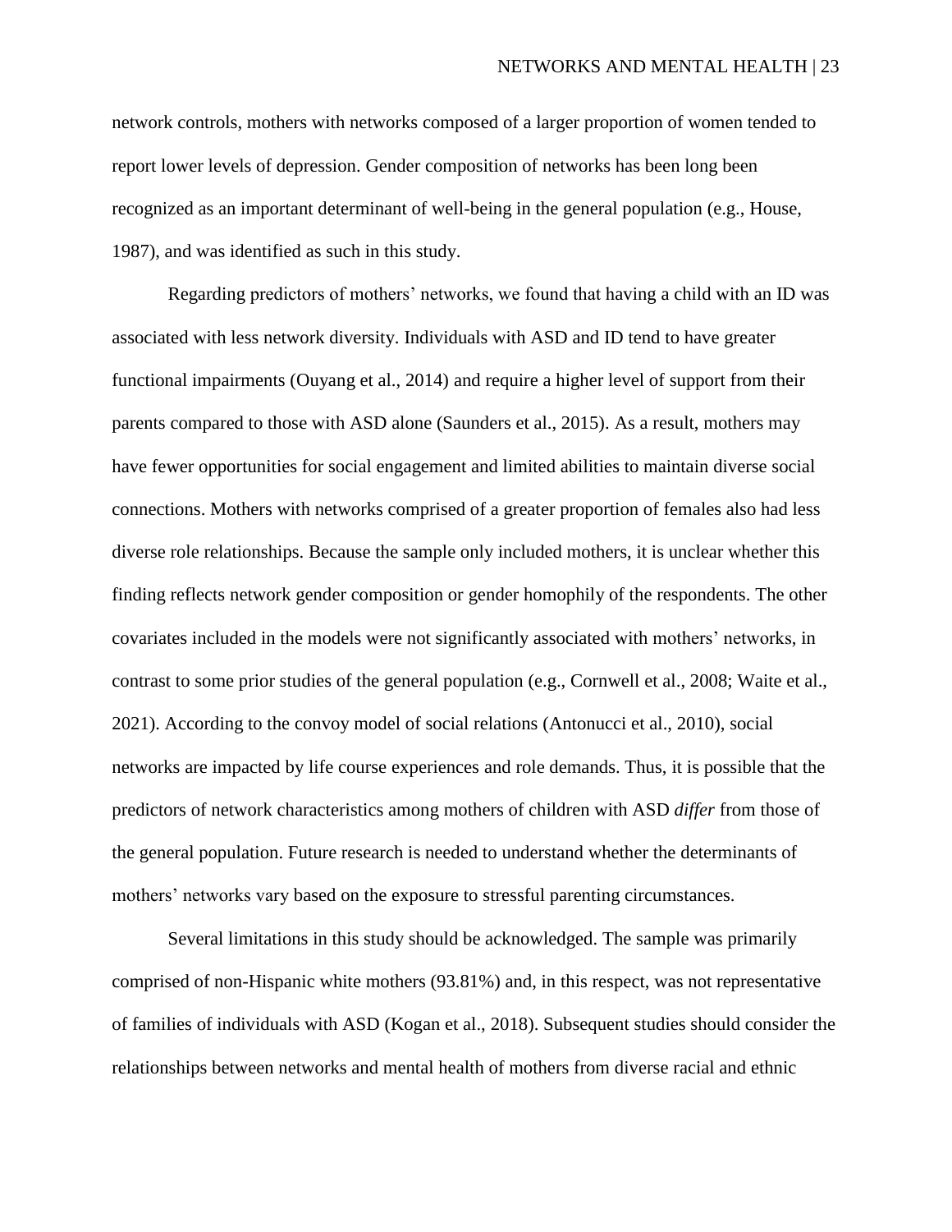network controls, mothers with networks composed of a larger proportion of women tended to report lower levels of depression. Gender composition of networks has been long been recognized as an important determinant of well-being in the general population (e.g., House, 1987), and was identified as such in this study.

Regarding predictors of mothers' networks, we found that having a child with an ID was associated with less network diversity. Individuals with ASD and ID tend to have greater functional impairments (Ouyang et al., 2014) and require a higher level of support from their parents compared to those with ASD alone (Saunders et al., 2015). As a result, mothers may have fewer opportunities for social engagement and limited abilities to maintain diverse social connections. Mothers with networks comprised of a greater proportion of females also had less diverse role relationships. Because the sample only included mothers, it is unclear whether this finding reflects network gender composition or gender homophily of the respondents. The other covariates included in the models were not significantly associated with mothers' networks, in contrast to some prior studies of the general population (e.g., Cornwell et al., 2008; Waite et al., 2021). According to the convoy model of social relations (Antonucci et al., 2010), social networks are impacted by life course experiences and role demands. Thus, it is possible that the predictors of network characteristics among mothers of children with ASD *differ* from those of the general population. Future research is needed to understand whether the determinants of mothers' networks vary based on the exposure to stressful parenting circumstances.

Several limitations in this study should be acknowledged. The sample was primarily comprised of non-Hispanic white mothers (93.81%) and, in this respect, was not representative of families of individuals with ASD (Kogan et al., 2018). Subsequent studies should consider the relationships between networks and mental health of mothers from diverse racial and ethnic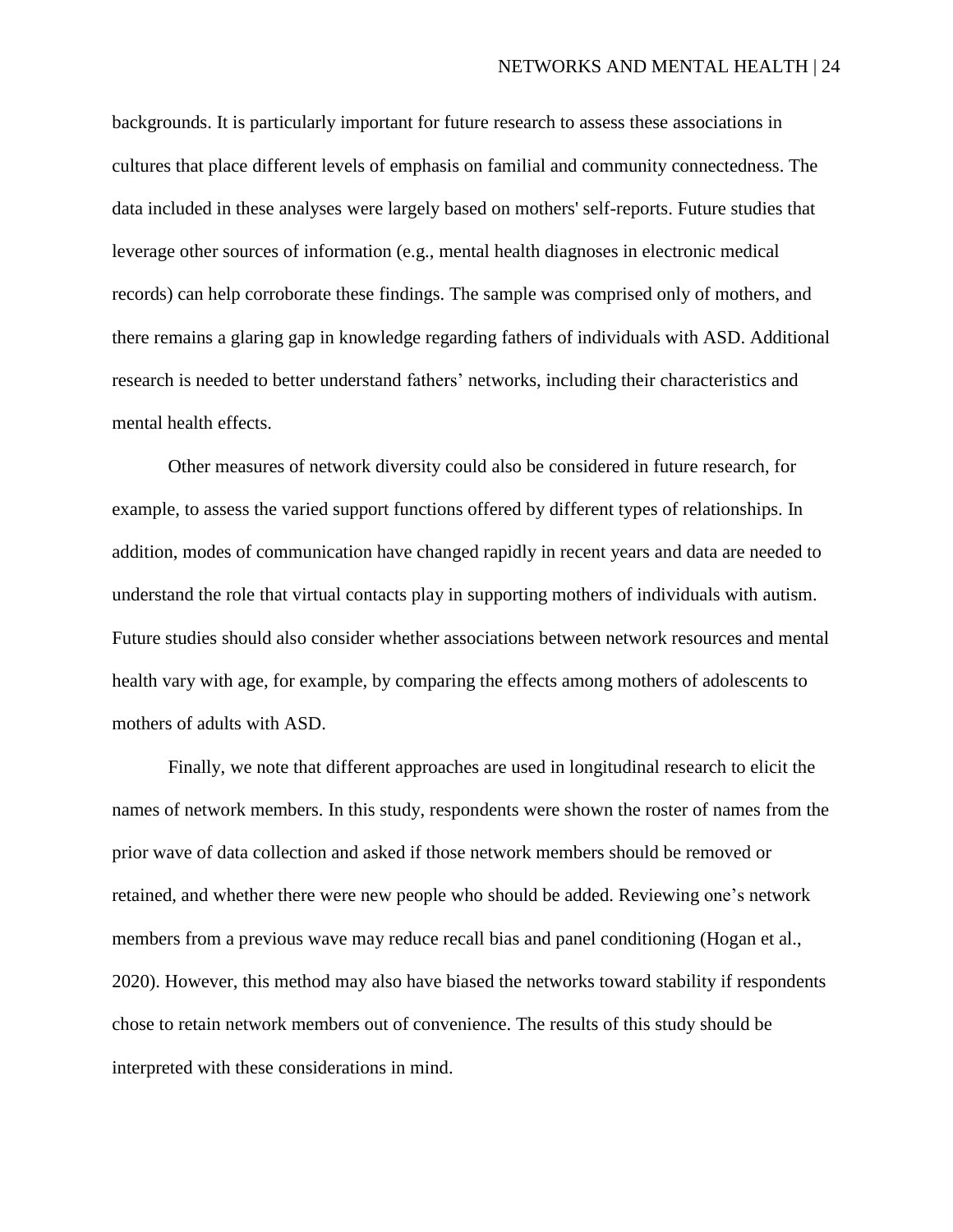backgrounds. It is particularly important for future research to assess these associations in cultures that place different levels of emphasis on familial and community connectedness. The data included in these analyses were largely based on mothers' self-reports. Future studies that leverage other sources of information (e.g., mental health diagnoses in electronic medical records) can help corroborate these findings. The sample was comprised only of mothers, and there remains a glaring gap in knowledge regarding fathers of individuals with ASD. Additional research is needed to better understand fathers' networks, including their characteristics and mental health effects.

Other measures of network diversity could also be considered in future research, for example, to assess the varied support functions offered by different types of relationships. In addition, modes of communication have changed rapidly in recent years and data are needed to understand the role that virtual contacts play in supporting mothers of individuals with autism. Future studies should also consider whether associations between network resources and mental health vary with age, for example, by comparing the effects among mothers of adolescents to mothers of adults with ASD.

Finally, we note that different approaches are used in longitudinal research to elicit the names of network members. In this study, respondents were shown the roster of names from the prior wave of data collection and asked if those network members should be removed or retained, and whether there were new people who should be added. Reviewing one's network members from a previous wave may reduce recall bias and panel conditioning (Hogan et al., 2020). However, this method may also have biased the networks toward stability if respondents chose to retain network members out of convenience. The results of this study should be interpreted with these considerations in mind.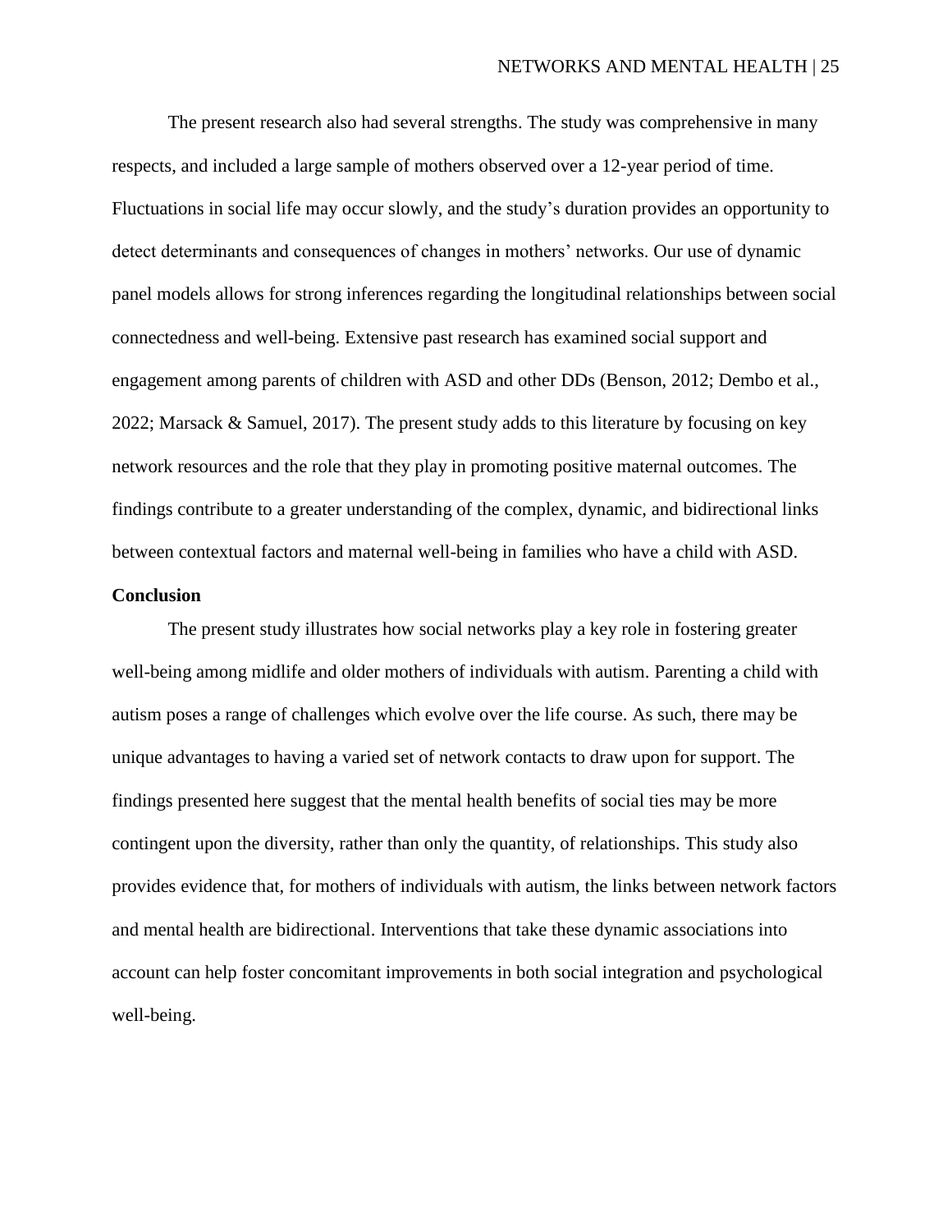The present research also had several strengths. The study was comprehensive in many respects, and included a large sample of mothers observed over a 12-year period of time. Fluctuations in social life may occur slowly, and the study's duration provides an opportunity to detect determinants and consequences of changes in mothers' networks. Our use of dynamic panel models allows for strong inferences regarding the longitudinal relationships between social connectedness and well-being. Extensive past research has examined social support and engagement among parents of children with ASD and other DDs (Benson, 2012; Dembo et al., 2022; Marsack & Samuel, 2017). The present study adds to this literature by focusing on key network resources and the role that they play in promoting positive maternal outcomes. The findings contribute to a greater understanding of the complex, dynamic, and bidirectional links between contextual factors and maternal well-being in families who have a child with ASD.

## Conclusion

The present study illustrates how social networks play a key role in fostering greater well-being among midlife and older mothers of individuals with autism. Parenting a child with autism poses a range of challenges which evolve over the life course. As such, there may be unique advantages to having a varied set of network contacts to draw upon for support. The findings presented here suggest that the mental health benefits of social ties may be more contingent upon the diversity, rather than only the quantity, of relationships. This study also provides evidence that, for mothers of individuals with autism, the links between network factors and mental health are bidirectional. Interventions that take these dynamic associations into account can help foster concomitant improvements in both social integration and psychological well-being.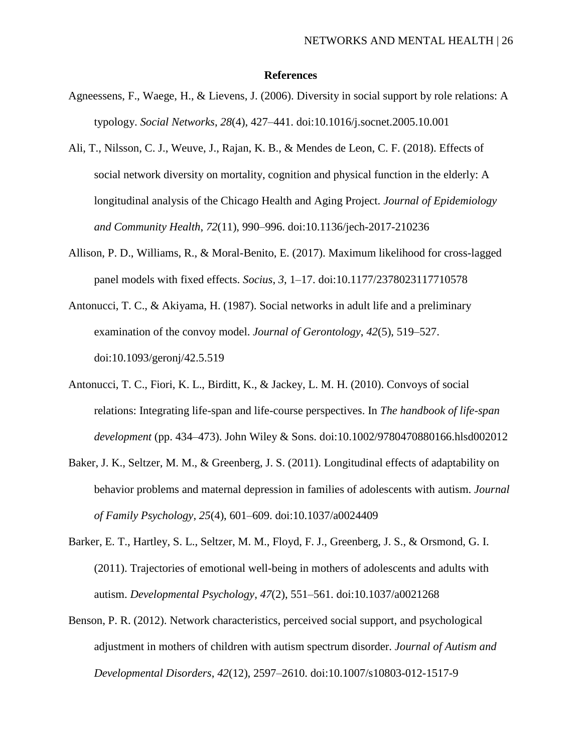# References

Agneessens, F., Waege, H., & Lievens, J. (2006). Diversity in social support by role relations: A typology. *Social Networks*, *28*(4), 427–441. doi:10.1016/j.socnet.2005.10.001

Ali, T., Nilsson, C. J., Weuve, J., Rajan, K. B., & Mendes de Leon, C. F. (2018). Effects of social network diversity on mortality, cognition and physical function in the elderly: A longitudinal analysis of the Chicago Health and Aging Project. *Journal of Epidemiology and Community Health*, *72*(11), 990–996. doi:10.1136/jech-2017-210236

Allison, P. D., Williams, R., & Moral-Benito, E. (2017). Maximum likelihood for cross-lagged panel models with fixed effects. *Socius*, *3*, 1–17. doi:10.1177/2378023117710578

Antonucci, T. C., & Akiyama, H. (1987). Social networks in adult life and a preliminary examination of the convoy model. *Journal of Gerontology*, *42*(5), 519–527. doi:10.1093/geronj/42.5.519

Antonucci, T. C., Fiori, K. L., Birditt, K., & Jackey, L. M. H. (2010). Convoys of social relations: Integrating life-span and life-course perspectives. In *The handbook of life-span development* (pp. 434–473). John Wiley & Sons. doi:10.1002/9780470880166.hlsd002012

Baker, J. K., Seltzer, M. M., & Greenberg, J. S. (2011). Longitudinal effects of adaptability on behavior problems and maternal depression in families of adolescents with autism. *Journal of Family Psychology*, *25*(4), 601–609. doi:10.1037/a0024409

Barker, E. T., Hartley, S. L., Seltzer, M. M., Floyd, F. J., Greenberg, J. S., & Orsmond, G. I. (2011). Trajectories of emotional well-being in mothers of adolescents and adults with autism. *Developmental Psychology*, *47*(2), 551–561. doi:10.1037/a0021268

Benson, P. R. (2012). Network characteristics, perceived social support, and psychological adjustment in mothers of children with autism spectrum disorder. *Journal of Autism and Developmental Disorders*, *42*(12), 2597–2610. doi:10.1007/s10803-012-1517-9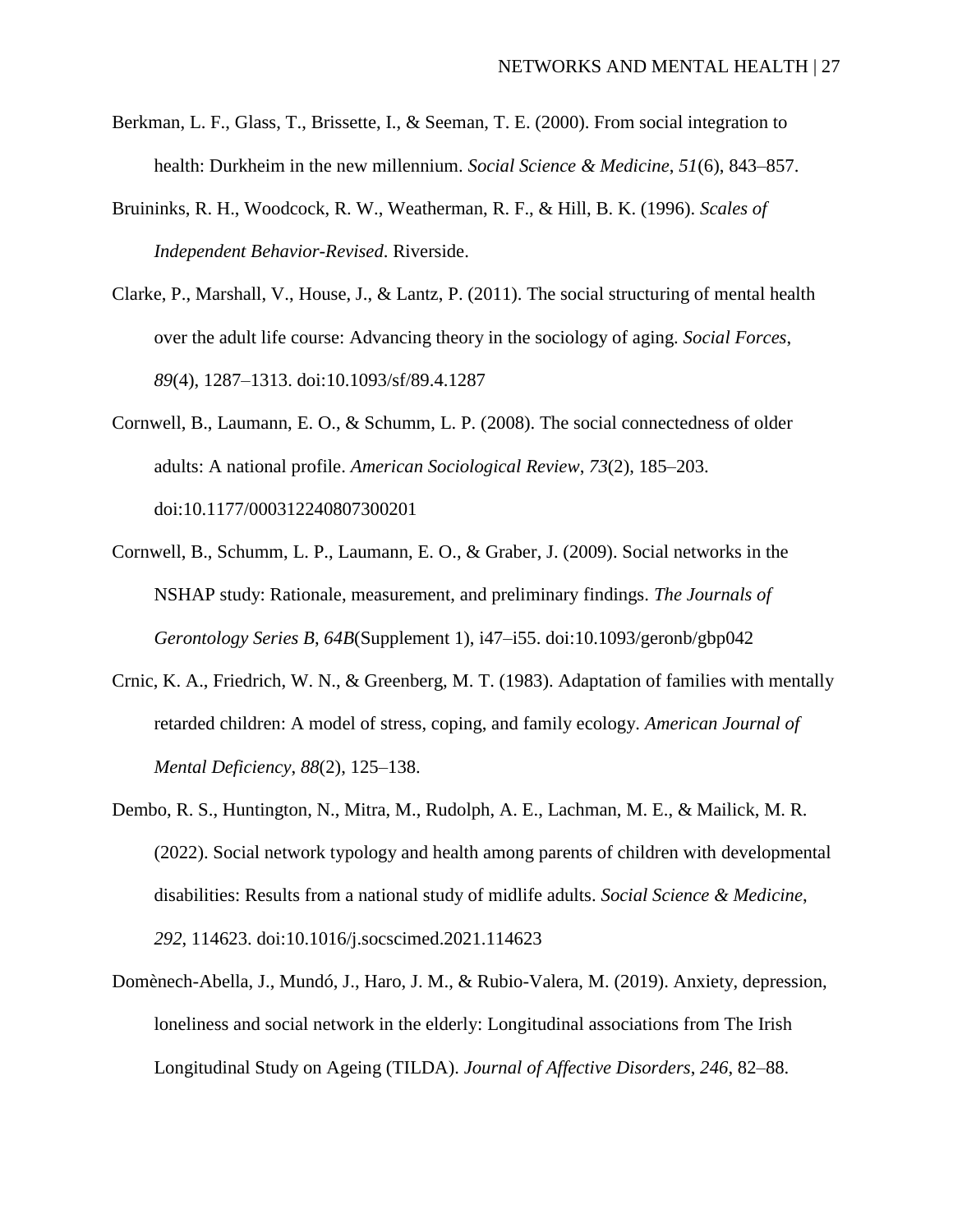Berkman, L. F., Glass, T., Brissette, I., & Seeman, T. E. (2000). From social integration to health: Durkheim in the new millennium. *Social Science & Medicine*, *51*(6), 843–857.

Bruininks, R. H., Woodcock, R. W., Weatherman, R. F., & Hill, B. K. (1996). *Scales of Independent Behavior-Revised*. Riverside.

Clarke, P., Marshall, V., House, J., & Lantz, P. (2011). The social structuring of mental health over the adult life course: Advancing theory in the sociology of aging. *Social Forces*, *89*(4), 1287–1313. doi:10.1093/sf/89.4.1287

Cornwell, B., Laumann, E. O., & Schumm, L. P. (2008). The social connectedness of older adults: A national profile. *American Sociological Review*, *73*(2), 185–203. doi:10.1177/000312240807300201

Cornwell, B., Schumm, L. P., Laumann, E. O., & Graber, J. (2009). Social networks in the NSHAP study: Rationale, measurement, and preliminary findings. *The Journals of Gerontology Series B*, *64B*(Supplement 1), i47–i55. doi:10.1093/geronb/gbp042

Crnic, K. A., Friedrich, W. N., & Greenberg, M. T. (1983). Adaptation of families with mentally retarded children: A model of stress, coping, and family ecology. *American Journal of Mental Deficiency*, *88*(2), 125–138.

Dembo, R. S., Huntington, N., Mitra, M., Rudolph, A. E., Lachman, M. E., & Mailick, M. R. (2022). Social network typology and health among parents of children with developmental disabilities: Results from a national study of midlife adults. *Social Science & Medicine*, *292*, 114623. doi:10.1016/j.socscimed.2021.114623

Domènech-Abella, J., Mundó, J., Haro, J. M., & Rubio-Valera, M. (2019). Anxiety, depression, loneliness and social network in the elderly: Longitudinal associations from The Irish Longitudinal Study on Ageing (TILDA). *Journal of Affective Disorders*, *246*, 82–88.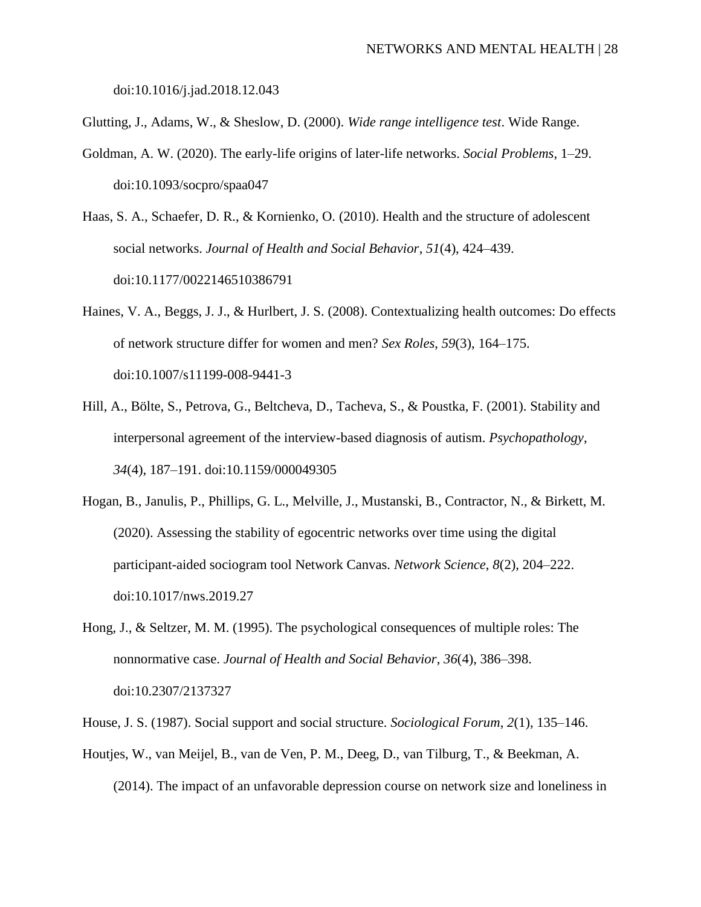doi:10.1016/j.jad.2018.12.043

Glutting, J., Adams, W., & Sheslow, D. (2000). *Wide range intelligence test*. Wide Range.

Goldman, A. W. (2020). The early-life origins of later-life networks. *Social Problems*, 1–29. doi:10.1093/socpro/spaa047

Haas, S. A., Schaefer, D. R., & Kornienko, O. (2010). Health and the structure of adolescent social networks. *Journal of Health and Social Behavior*, *51*(4), 424–439. doi:10.1177/0022146510386791

Haines, V. A., Beggs, J. J., & Hurlbert, J. S. (2008). Contextualizing health outcomes: Do effects of network structure differ for women and men? *Sex Roles*, *59*(3), 164–175. doi:10.1007/s11199-008-9441-3

Hill, A., Bölte, S., Petrova, G., Beltcheva, D., Tacheva, S., & Poustka, F. (2001). Stability and interpersonal agreement of the interview-based diagnosis of autism. *Psychopathology*, *34*(4), 187–191. doi:10.1159/000049305

Hogan, B., Janulis, P., Phillips, G. L., Melville, J., Mustanski, B., Contractor, N., & Birkett, M. (2020). Assessing the stability of egocentric networks over time using the digital participant-aided sociogram tool Network Canvas. *Network Science*, *8*(2), 204–222. doi:10.1017/nws.2019.27

Hong, J., & Seltzer, M. M. (1995). The psychological consequences of multiple roles: The nonnormative case. *Journal of Health and Social Behavior*, *36*(4), 386–398. doi:10.2307/2137327

House, J. S. (1987). Social support and social structure. *Sociological Forum*, *2*(1), 135–146.

Houtjes, W., van Meijel, B., van de Ven, P. M., Deeg, D., van Tilburg, T., & Beekman, A. (2014). The impact of an unfavorable depression course on network size and loneliness in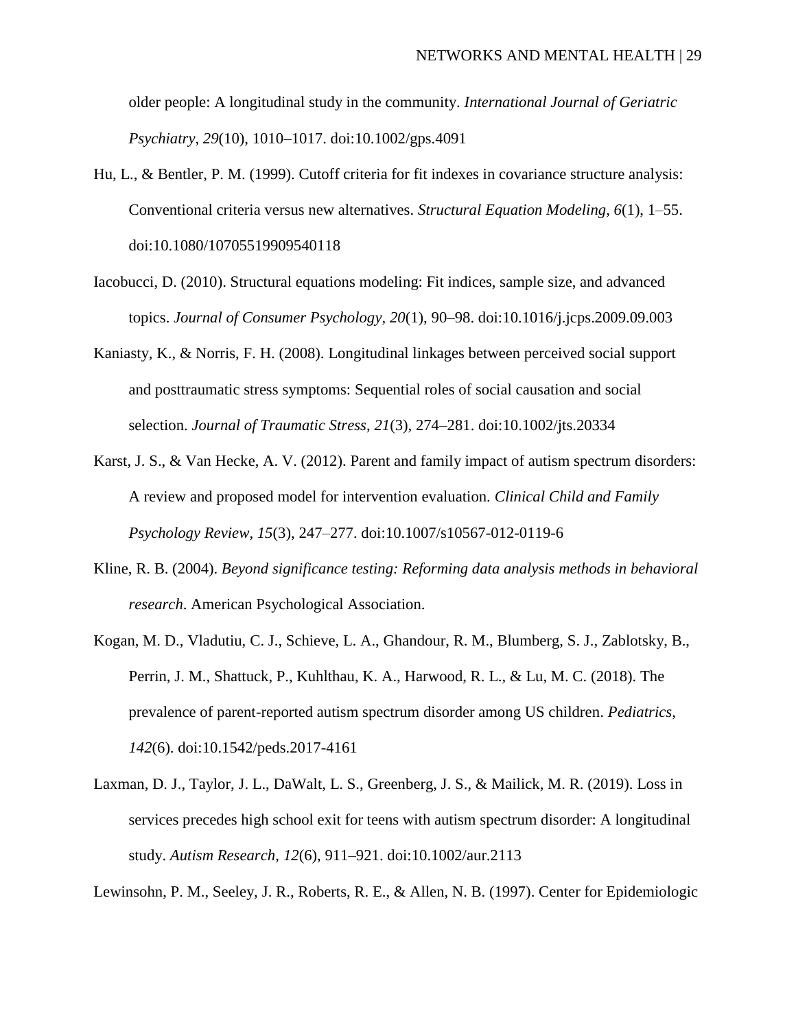older people: A longitudinal study in the community. *International Journal of Geriatric Psychiatry*, *29*(10), 1010–1017. doi:10.1002/gps.4091

Hu, L., & Bentler, P. M. (1999). Cutoff criteria for fit indexes in covariance structure analysis: Conventional criteria versus new alternatives. *Structural Equation Modeling*, *6*(1), 1–55. doi:10.1080/10705519909540118

Iacobucci, D. (2010). Structural equations modeling: Fit indices, sample size, and advanced topics. *Journal of Consumer Psychology*, *20*(1), 90–98. doi:10.1016/j.jcps.2009.09.003

Kaniasty, K., & Norris, F. H. (2008). Longitudinal linkages between perceived social support and posttraumatic stress symptoms: Sequential roles of social causation and social selection. *Journal of Traumatic Stress*, *21*(3), 274–281. doi:10.1002/jts.20334

Karst, J. S., & Van Hecke, A. V. (2012). Parent and family impact of autism spectrum disorders: A review and proposed model for intervention evaluation. *Clinical Child and Family Psychology Review*, *15*(3), 247–277. doi:10.1007/s10567-012-0119-6

Kline, R. B. (2004). *Beyond significance testing: Reforming data analysis methods in behavioral research*. American Psychological Association.

Kogan, M. D., Vladutiu, C. J., Schieve, L. A., Ghandour, R. M., Blumberg, S. J., Zablotsky, B., Perrin, J. M., Shattuck, P., Kuhlthau, K. A., Harwood, R. L., & Lu, M. C. (2018). The prevalence of parent-reported autism spectrum disorder among US children. *Pediatrics*, *142*(6). doi:10.1542/peds.2017-4161

Laxman, D. J., Taylor, J. L., DaWalt, L. S., Greenberg, J. S., & Mailick, M. R. (2019). Loss in services precedes high school exit for teens with autism spectrum disorder: A longitudinal study. *Autism Research*, *12*(6), 911–921. doi:10.1002/aur.2113

Lewinsohn, P. M., Seeley, J. R., Roberts, R. E., & Allen, N. B. (1997). Center for Epidemiologic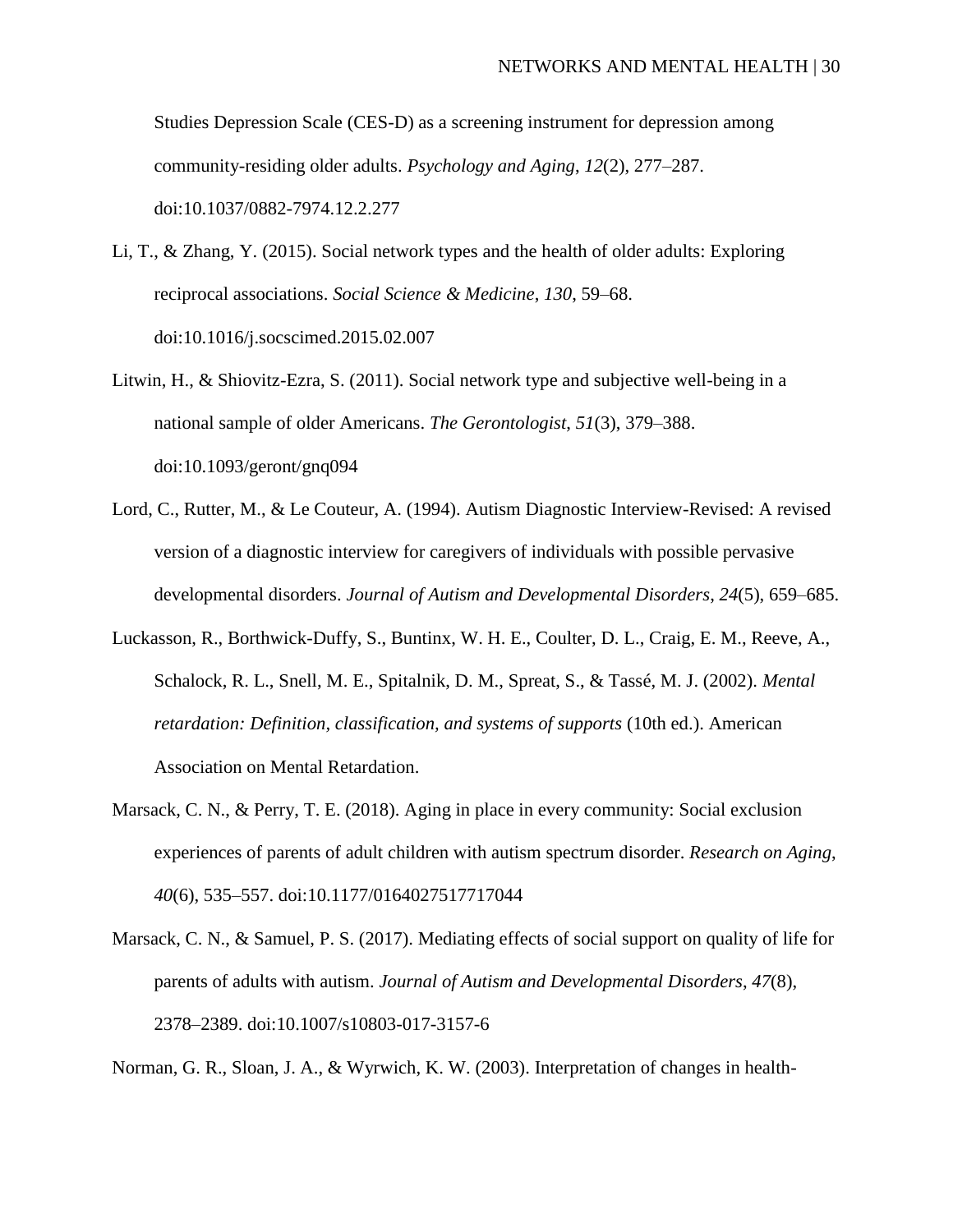Studies Depression Scale (CES-D) as a screening instrument for depression among community-residing older adults. *Psychology and Aging*, *12*(2), 277–287. doi:10.1037/0882-7974.12.2.277

Li, T., & Zhang, Y. (2015). Social network types and the health of older adults: Exploring reciprocal associations. *Social Science & Medicine*, *130*, 59–68. doi:10.1016/j.socscimed.2015.02.007

Litwin, H., & Shiovitz-Ezra, S. (2011). Social network type and subjective well-being in a national sample of older Americans. *The Gerontologist*, *51*(3), 379–388. doi:10.1093/geront/gnq094

Lord, C., Rutter, M., & Le Couteur, A. (1994). Autism Diagnostic Interview-Revised: A revised version of a diagnostic interview for caregivers of individuals with possible pervasive developmental disorders. *Journal of Autism and Developmental Disorders*, *24*(5), 659–685.

Luckasson, R., Borthwick-Duffy, S., Buntinx, W. H. E., Coulter, D. L., Craig, E. M., Reeve, A., Schalock, R. L., Snell, M. E., Spitalnik, D. M., Spreat, S., & Tassé, M. J. (2002). *Mental retardation: Definition, classification, and systems of supports* (10th ed.). American Association on Mental Retardation.

Marsack, C. N., & Perry, T. E. (2018). Aging in place in every community: Social exclusion experiences of parents of adult children with autism spectrum disorder. *Research on Aging*, *40*(6), 535–557. doi:10.1177/0164027517717044

Marsack, C. N., & Samuel, P. S. (2017). Mediating effects of social support on quality of life for parents of adults with autism. *Journal of Autism and Developmental Disorders*, *47*(8), 2378–2389. doi:10.1007/s10803-017-3157-6

Norman, G. R., Sloan, J. A., & Wyrwich, K. W. (2003). Interpretation of changes in health-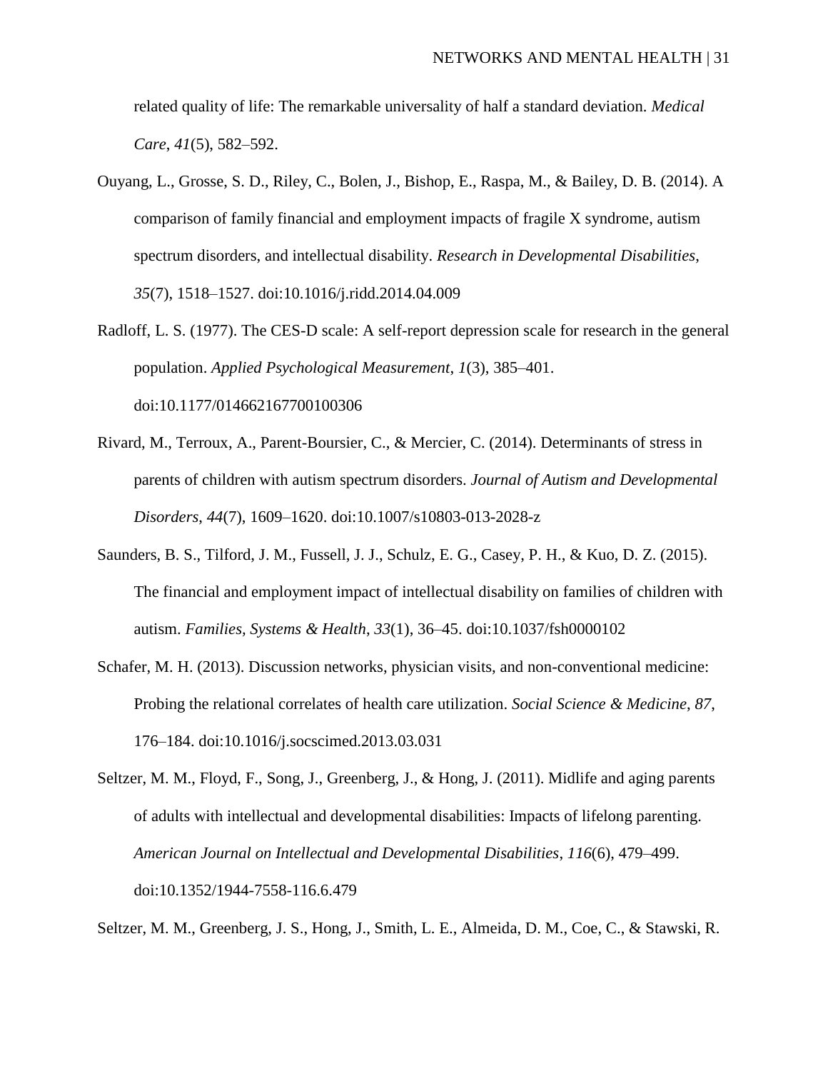related quality of life: The remarkable universality of half a standard deviation. *Medical Care*, *41*(5), 582–592.

Ouyang, L., Grosse, S. D., Riley, C., Bolen, J., Bishop, E., Raspa, M., & Bailey, D. B. (2014). A comparison of family financial and employment impacts of fragile X syndrome, autism spectrum disorders, and intellectual disability. *Research in Developmental Disabilities*, *35*(7), 1518–1527. doi:10.1016/j.ridd.2014.04.009

Radloff, L. S. (1977). The CES-D scale: A self-report depression scale for research in the general population. *Applied Psychological Measurement*, *1*(3), 385–401. doi:10.1177/014662167700100306

Rivard, M., Terroux, A., Parent-Boursier, C., & Mercier, C. (2014). Determinants of stress in parents of children with autism spectrum disorders. *Journal of Autism and Developmental Disorders*, *44*(7), 1609–1620. doi:10.1007/s10803-013-2028-z

Saunders, B. S., Tilford, J. M., Fussell, J. J., Schulz, E. G., Casey, P. H., & Kuo, D. Z. (2015). The financial and employment impact of intellectual disability on families of children with autism. *Families, Systems & Health*, *33*(1), 36–45. doi:10.1037/fsh0000102

Schafer, M. H. (2013). Discussion networks, physician visits, and non-conventional medicine: Probing the relational correlates of health care utilization. *Social Science & Medicine*, *87*, 176–184. doi:10.1016/j.socscimed.2013.03.031

Seltzer, M. M., Floyd, F., Song, J., Greenberg, J., & Hong, J. (2011). Midlife and aging parents of adults with intellectual and developmental disabilities: Impacts of lifelong parenting. *American Journal on Intellectual and Developmental Disabilities*, *116*(6), 479–499. doi:10.1352/1944-7558-116.6.479

Seltzer, M. M., Greenberg, J. S., Hong, J., Smith, L. E., Almeida, D. M., Coe, C., & Stawski, R.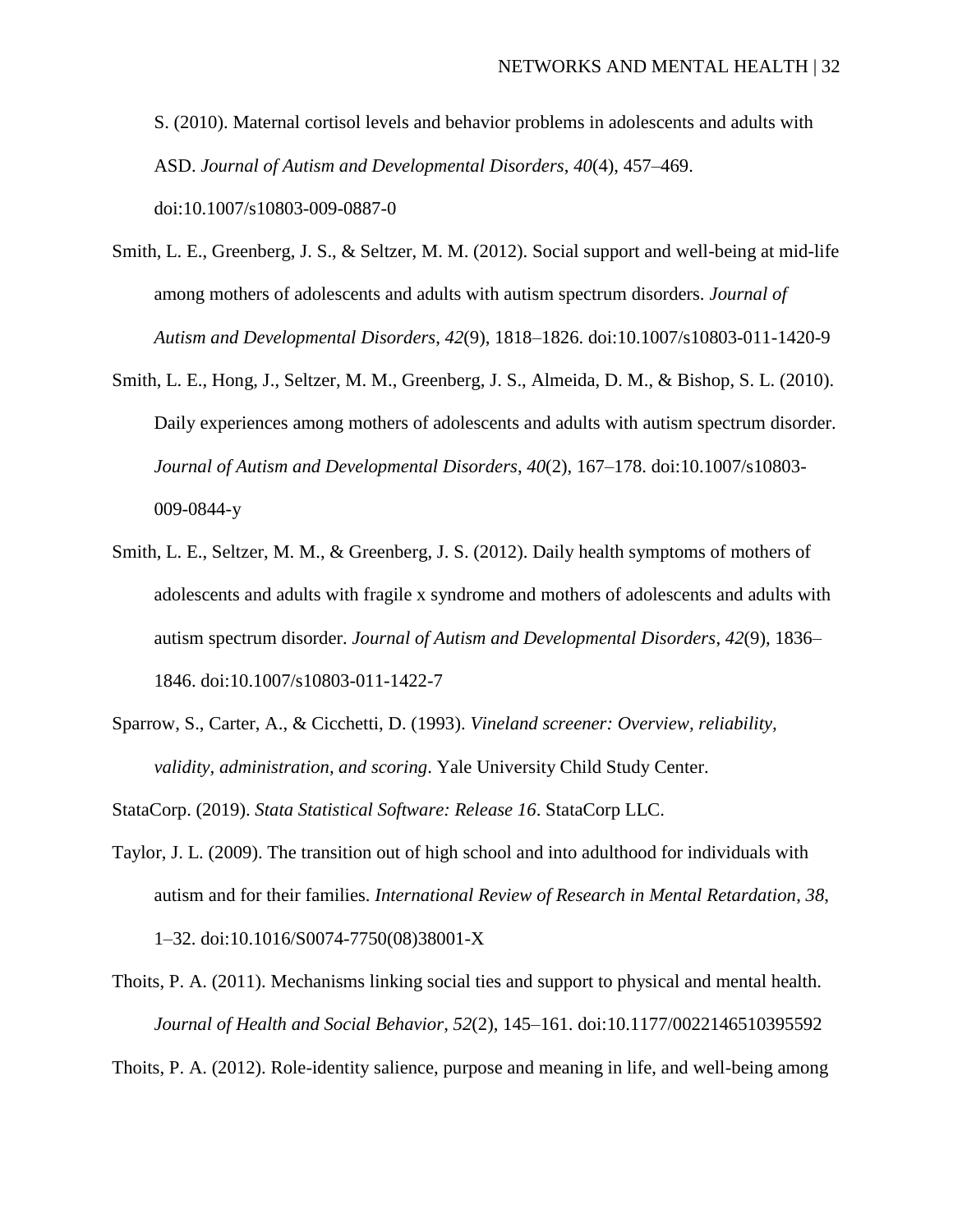S. (2010). Maternal cortisol levels and behavior problems in adolescents and adults with ASD. *Journal of Autism and Developmental Disorders*, *40*(4), 457–469. doi:10.1007/s10803-009-0887-0

Smith, L. E., Greenberg, J. S., & Seltzer, M. M. (2012). Social support and well-being at mid-life among mothers of adolescents and adults with autism spectrum disorders. *Journal of Autism and Developmental Disorders*, *42*(9), 1818–1826. doi:10.1007/s10803-011-1420-9

Smith, L. E., Hong, J., Seltzer, M. M., Greenberg, J. S., Almeida, D. M., & Bishop, S. L. (2010). Daily experiences among mothers of adolescents and adults with autism spectrum disorder. *Journal of Autism and Developmental Disorders*, *40*(2), 167–178. doi:10.1007/s10803-009-0844-y

Smith, L. E., Seltzer, M. M., & Greenberg, J. S. (2012). Daily health symptoms of mothers of adolescents and adults with fragile x syndrome and mothers of adolescents and adults with autism spectrum disorder. *Journal of Autism and Developmental Disorders*, *42*(9), 1836–1846. doi:10.1007/s10803-011-1422-7

Sparrow, S., Carter, A., & Cicchetti, D. (1993). *Vineland screener: Overview, reliability, validity, administration, and scoring*. Yale University Child Study Center.

StataCorp. (2019). *Stata Statistical Software: Release 16*. StataCorp LLC.

Taylor, J. L. (2009). The transition out of high school and into adulthood for individuals with autism and for their families. *International Review of Research in Mental Retardation*, *38*, 1–32. doi:10.1016/S0074-7750(08)38001-X

Thoits, P. A. (2011). Mechanisms linking social ties and support to physical and mental health. *Journal of Health and Social Behavior*, *52*(2), 145–161. doi:10.1177/0022146510395592

Thoits, P. A. (2012). Role-identity salience, purpose and meaning in life, and well-being among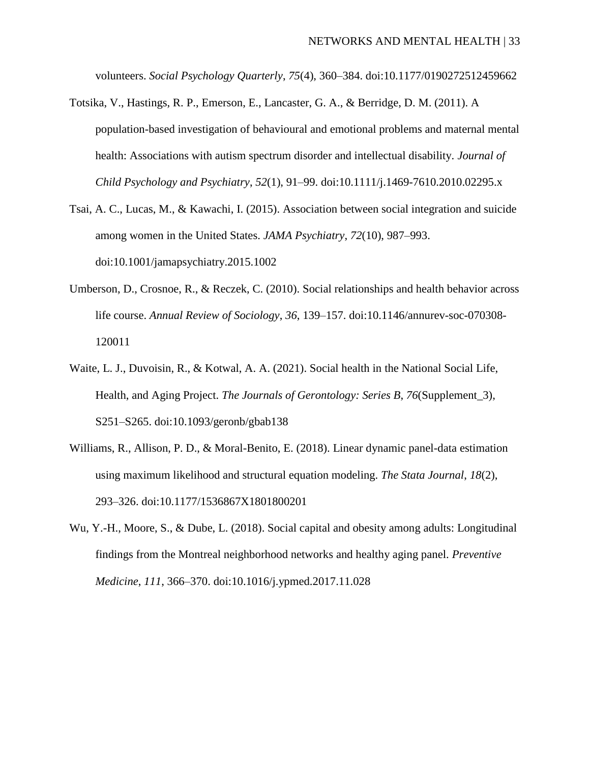volunteers. *Social Psychology Quarterly*, *75*(4), 360–384. doi:10.1177/0190272512459662

Totsika, V., Hastings, R. P., Emerson, E., Lancaster, G. A., & Berridge, D. M. (2011). A population-based investigation of behavioural and emotional problems and maternal mental health: Associations with autism spectrum disorder and intellectual disability. *Journal of Child Psychology and Psychiatry*, *52*(1), 91–99. doi:10.1111/j.1469-7610.2010.02295.x

Tsai, A. C., Lucas, M., & Kawachi, I. (2015). Association between social integration and suicide among women in the United States. *JAMA Psychiatry*, *72*(10), 987–993. doi:10.1001/jamapsychiatry.2015.1002

Umberson, D., Crosnoe, R., & Reczek, C. (2010). Social relationships and health behavior across life course. *Annual Review of Sociology*, *36*, 139–157. doi:10.1146/annurev-soc-070308-120011

Waite, L. J., Duvoisin, R., & Kotwal, A. A. (2021). Social health in the National Social Life, Health, and Aging Project. *The Journals of Gerontology: Series B*, *76*(Supplement_3), S251–S265. doi:10.1093/geronb/gbab138

Williams, R., Allison, P. D., & Moral-Benito, E. (2018). Linear dynamic panel-data estimation using maximum likelihood and structural equation modeling. *The Stata Journal*, *18*(2), 293–326. doi:10.1177/1536867X1801800201

Wu, Y.-H., Moore, S., & Dube, L. (2018). Social capital and obesity among adults: Longitudinal findings from the Montreal neighborhood networks and healthy aging panel. *Preventive Medicine*, *111*, 366–370. doi:10.1016/j.ypmed.2017.11.028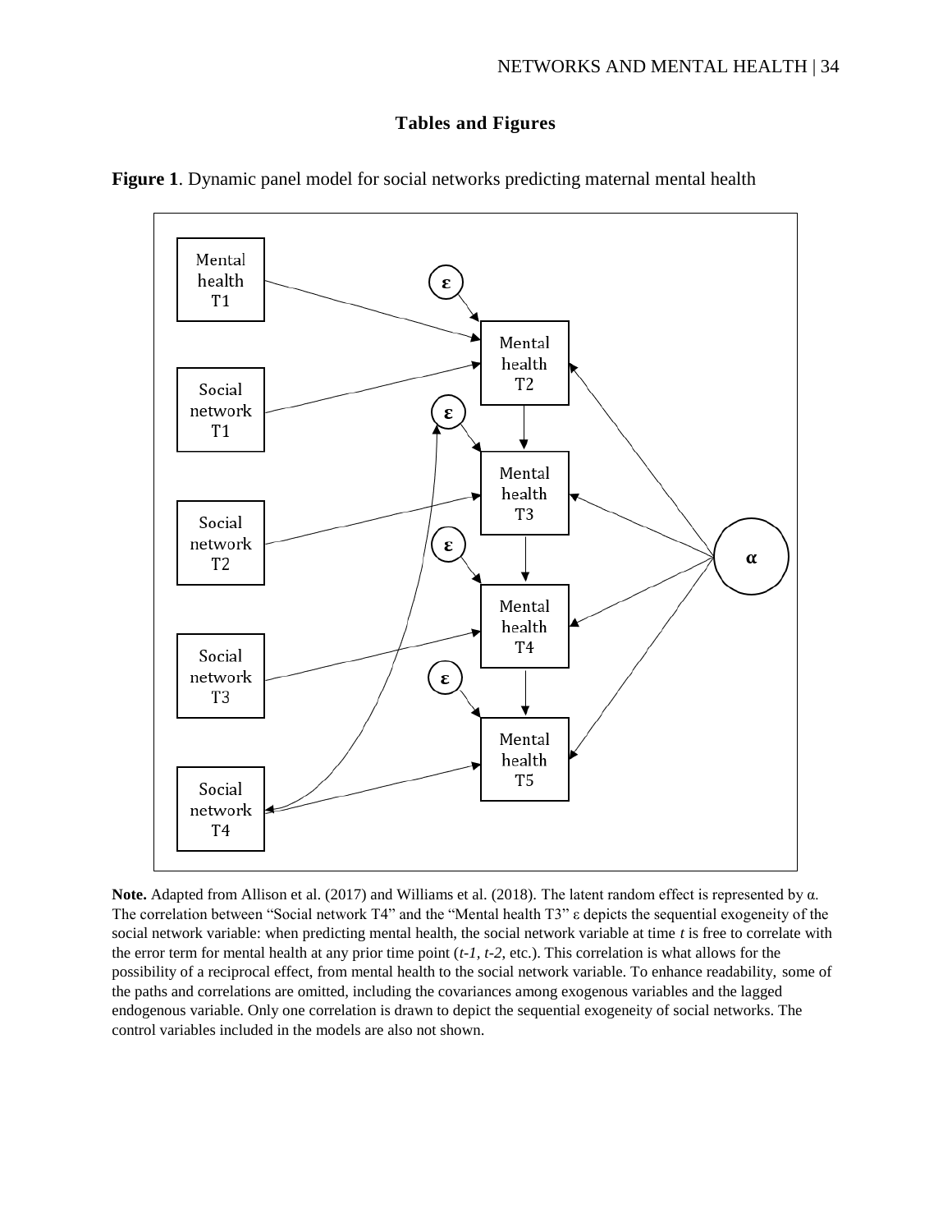## Tables and Figures

**Figure 1**. Dynamic panel model for social networks predicting maternal mental health

**Note.** Adapted from Allison et al. (2017) and Williams et al. (2018). The latent random effect is represented by α. The correlation between "Social network T4" and the "Mental health T3" ε depicts the sequential exogeneity of the social network variable: when predicting mental health, the social network variable at time *t* is free to correlate with the error term for mental health at any prior time point (*t-1*, *t-2*, etc.). This correlation is what allows for the possibility of a reciprocal effect, from mental health to the social network variable. To enhance readability, some of the paths and correlations are omitted, including the covariances among exogenous variables and the lagged endogenous variable. Only one correlation is drawn to depict the sequential exogeneity of social networks. The control variables included in the models are also not shown.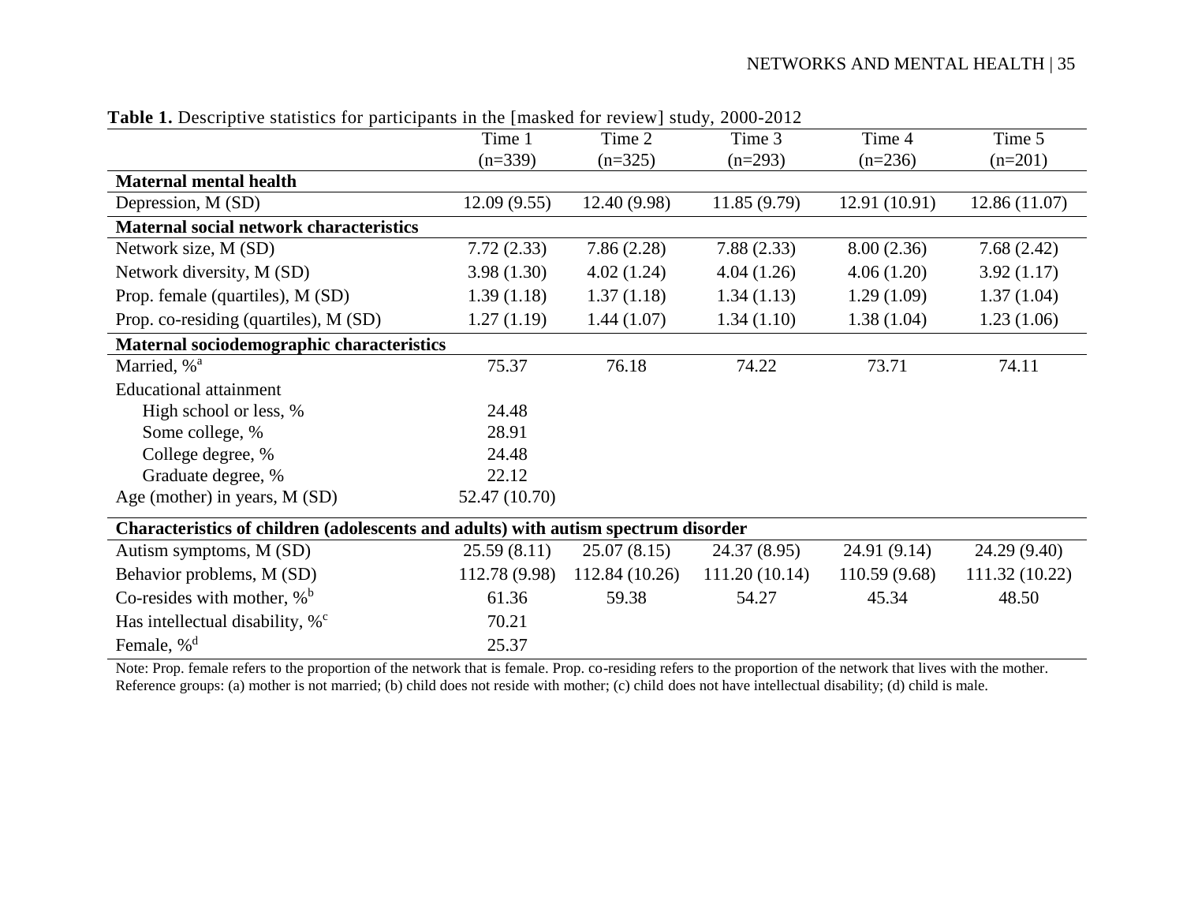**Table 1.** Descriptive statistics for participants in the [masked for review] study, 2000-2012

| | Time 1 (n=339) | Time 2 (n=325) | Time 3 (n=293) | Time 4 (n=236) | Time 5 (n=201) |
|---|---|---|---|---|---|
| **Maternal mental health** | | | | | |
| Depression, M (SD) | 12.09 (9.55) | 12.40 (9.98) | 11.85 (9.79) | 12.91 (10.91) | 12.86 (11.07) |
| **Maternal social network characteristics** | | | | | |
| Network size, M (SD) | 7.72 (2.33) | 7.86 (2.28) | 7.88 (2.33) | 8.00 (2.36) | 7.68 (2.42) |
| Network diversity, M (SD) | 3.98 (1.30) | 4.02 (1.24) | 4.04 (1.26) | 4.06 (1.20) | 3.92 (1.17) |
| Prop. female (quartiles), M (SD) | 1.39 (1.18) | 1.37 (1.18) | 1.34 (1.13) | 1.29 (1.09) | 1.37 (1.04) |
| Prop. co-residing (quartiles), M (SD) | 1.27 (1.19) | 1.44 (1.07) | 1.34 (1.10) | 1.38 (1.04) | 1.23 (1.06) |
| **Maternal sociodemographic characteristics** | | | | | |
| Married, %[a] | 75.37 | 76.18 | 74.22 | 73.71 | 74.11 |
| Educational attainment | | | | | |
| High school or less, % | 24.48 | | | | |
| Some college, % | 28.91 | | | | |
| College degree, % | 24.48 | | | | |
| Graduate degree, % | 22.12 | | | | |
| Age (mother) in years, M (SD) | 52.47 (10.70) | | | | |
| **Characteristics of children (adolescents and adults) with autism spectrum disorder** | | | | | |
| Autism symptoms, M (SD) | 25.59 (8.11) | 25.07 (8.15) | 24.37 (8.95) | 24.91 (9.14) | 24.29 (9.40) |
| Behavior problems, M (SD) | 112.78 (9.98) | 112.84 (10.26) | 111.20 (10.14) | 110.59 (9.68) | 111.32 (10.22) |
| Co-resides with mother, %[b] | 61.36 | 59.38 | 54.27 | 45.34 | 48.50 |
| Has intellectual disability, %[c] | 70.21 | | | | |
| Female, %[d] | 25.37 | | | | |

Note: Prop. female refers to the proportion of the network that is female. Prop. co-residing refers to the proportion of the network that lives with the mother. Reference groups: (a) mother is not married; (b) child does not reside with mother; (c) child does not have intellectual disability; (d) child is male.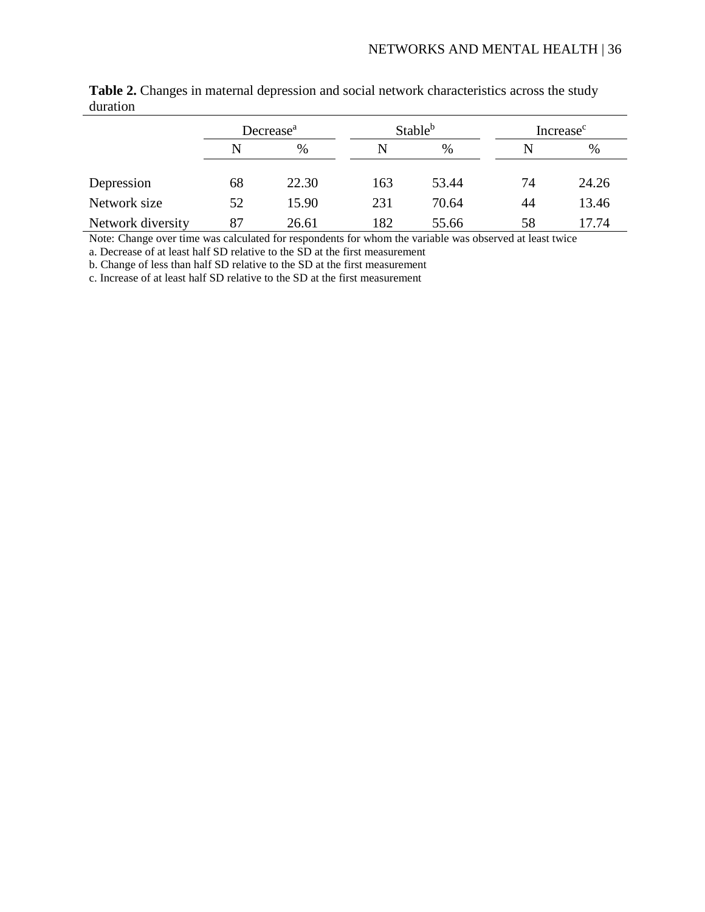**Table 2.** Changes in maternal depression and social network characteristics across the study duration

| | Decrease[a] | | Stable[b] | | Increase[c] | |
|---|---|---|---|---|---|---|
| | N | % | N | % | N | % |
| Depression | 68 | 22.30 | 163 | 53.44 | 74 | 24.26 |
| Network size | 52 | 15.90 | 231 | 70.64 | 44 | 13.46 |
| Network diversity | 87 | 26.61 | 182 | 55.66 | 58 | 17.74 |

Note: Change over time was calculated for respondents for whom the variable was observed at least twice

a. Decrease of at least half SD relative to the SD at the first measurement

b. Change of less than half SD relative to the SD at the first measurement

c. Increase of at least half SD relative to the SD at the first measurement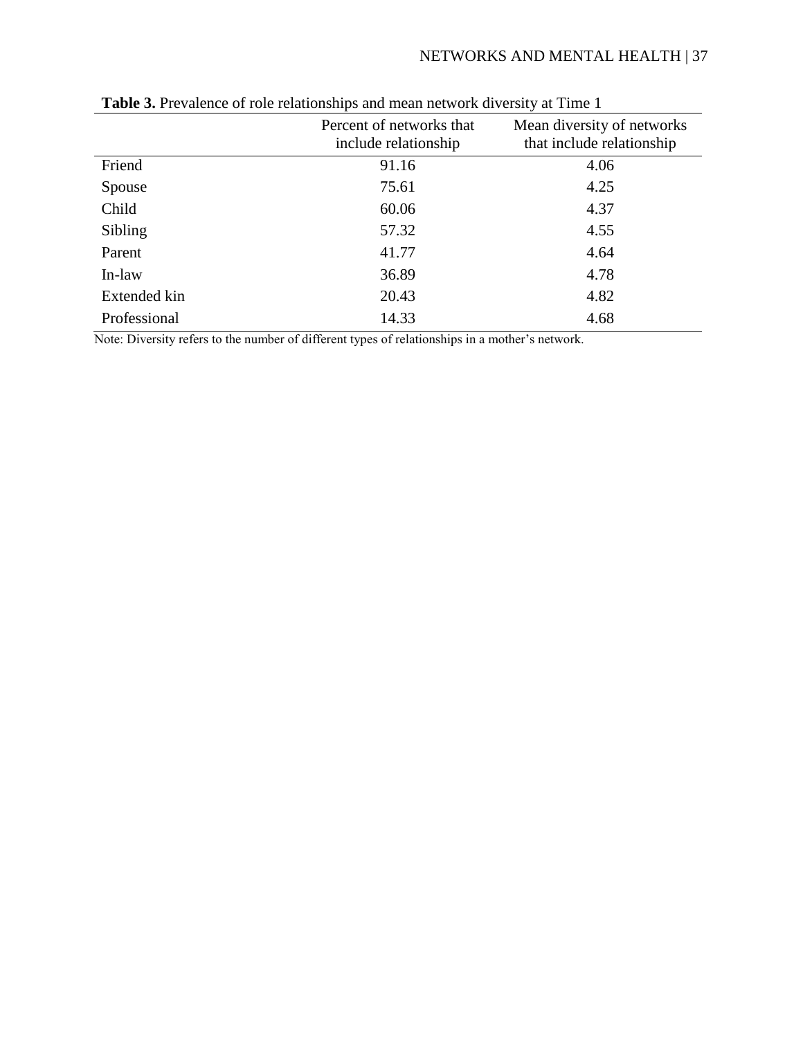**Table 3.** Prevalence of role relationships and mean network diversity at Time 1

| | Percent of networks that include relationship | Mean diversity of networks that include relationship |
|---|---|---|
| Friend | 91.16 | 4.06 |
| Spouse | 75.61 | 4.25 |
| Child | 60.06 | 4.37 |
| Sibling | 57.32 | 4.55 |
| Parent | 41.77 | 4.64 |
| In-law | 36.89 | 4.78 |
| Extended kin | 20.43 | 4.82 |
| Professional | 14.33 | 4.68 |

Note: Diversity refers to the number of different types of relationships in a mother's network.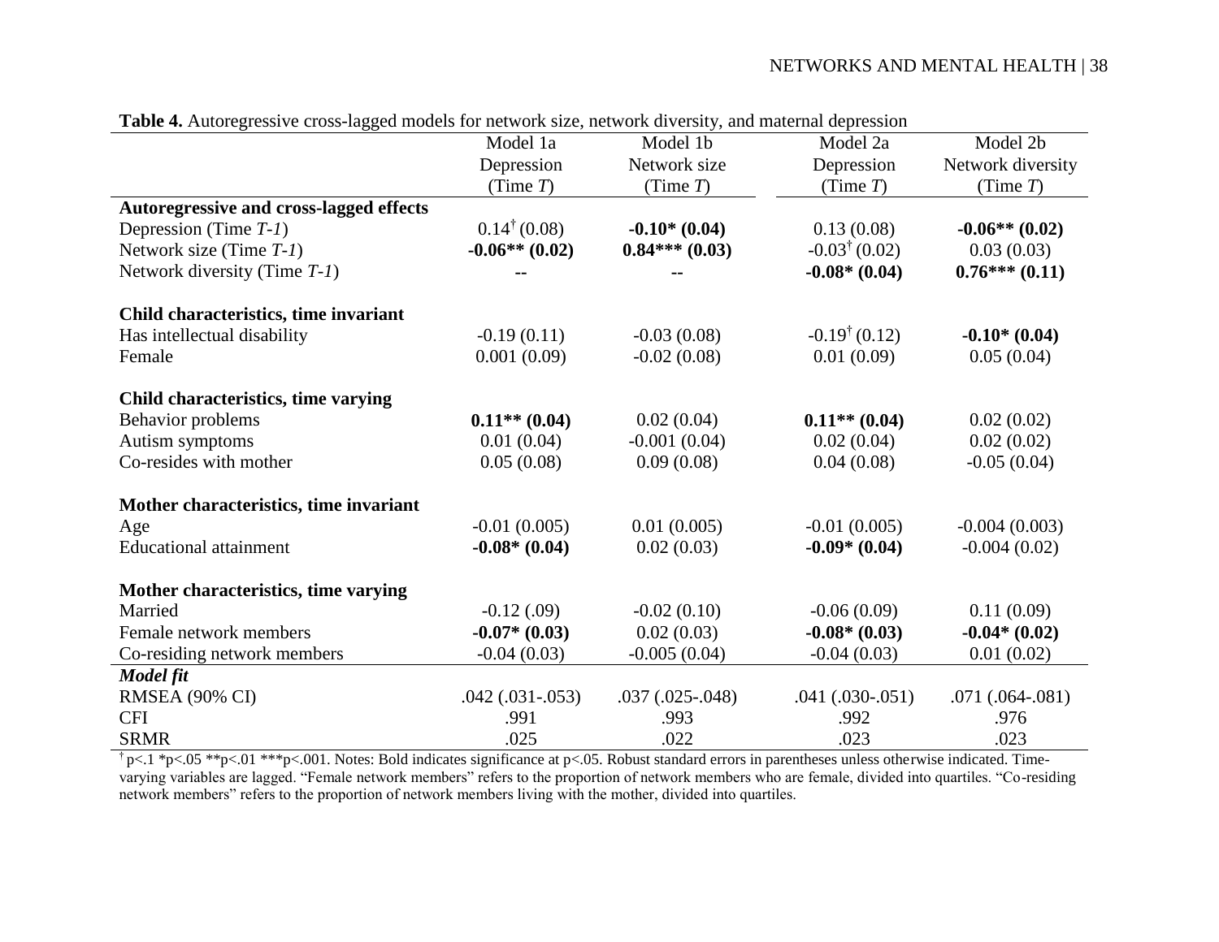**Table 4.** Autoregressive cross-lagged models for network size, network diversity, and maternal depression

| | Model 1a Depression (Time *T*) | Model 1b Network size (Time *T*) | Model 2a Depression (Time *T*) | Model 2b Network diversity (Time *T*) |
|---|---|---|---|---|
| **Autoregressive and cross-lagged effects** | | | | |
| Depression (Time *T-1*) | 0.14[†] (0.08) | **-0.10* (0.04)** | 0.13 (0.08) | **-0.06** (0.02)** |
| Network size (Time *T-1*) | **-0.06** (0.02)** | **0.84*** (0.03)** | -0.03[†] (0.02) | 0.03 (0.03) |
| Network diversity (Time *T-1*) | -- | -- | **-0.08* (0.04)** | **0.76*** (0.11)** |
| **Child characteristics, time invariant** | | | | |
| Has intellectual disability | -0.19 (0.11) | -0.03 (0.08) | -0.19[†] (0.12) | **-0.10* (0.04)** |
| Female | 0.001 (0.09) | -0.02 (0.08) | 0.01 (0.09) | 0.05 (0.04) |
| **Child characteristics, time varying** | | | | |
| Behavior problems | **0.11** (0.04)** | 0.02 (0.04) | **0.11** (0.04)** | 0.02 (0.02) |
| Autism symptoms | 0.01 (0.04) | -0.001 (0.04) | 0.02 (0.04) | 0.02 (0.02) |
| Co-resides with mother | 0.05 (0.08) | 0.09 (0.08) | 0.04 (0.08) | -0.05 (0.04) |
| **Mother characteristics, time invariant** | | | | |
| Age | -0.01 (0.005) | 0.01 (0.005) | -0.01 (0.005) | -0.004 (0.003) |
| Educational attainment | **-0.08* (0.04)** | 0.02 (0.03) | **-0.09* (0.04)** | -0.004 (0.02) |
| **Mother characteristics, time varying** | | | | |
| Married | -0.12 (.09) | -0.02 (0.10) | -0.06 (0.09) | 0.11 (0.09) |
| Female network members | **-0.07* (0.03)** | 0.02 (0.03) | **-0.08* (0.03)** | **-0.04* (0.02)** |
| Co-residing network members | -0.04 (0.03) | -0.005 (0.04) | -0.04 (0.03) | 0.01 (0.02) |
| ***Model fit*** | | | | |
| RMSEA (90% CI) | .042 (.031-.053) | .037 (.025-.048) | .041 (.030-.051) | .071 (.064-.081) |
| CFI | .991 | .993 | .992 | .976 |
| SRMR | .025 | .022 | .023 | .023 |

[†] p<.1 *p<.05 **p<.01 ***p<.001. Notes: Bold indicates significance at p<.05. Robust standard errors in parentheses unless otherwise indicated. Time-varying variables are lagged. "Female network members" refers to the proportion of network members who are female, divided into quartiles. "Co-residing network members" refers to the proportion of network members living with the mother, divided into quartiles.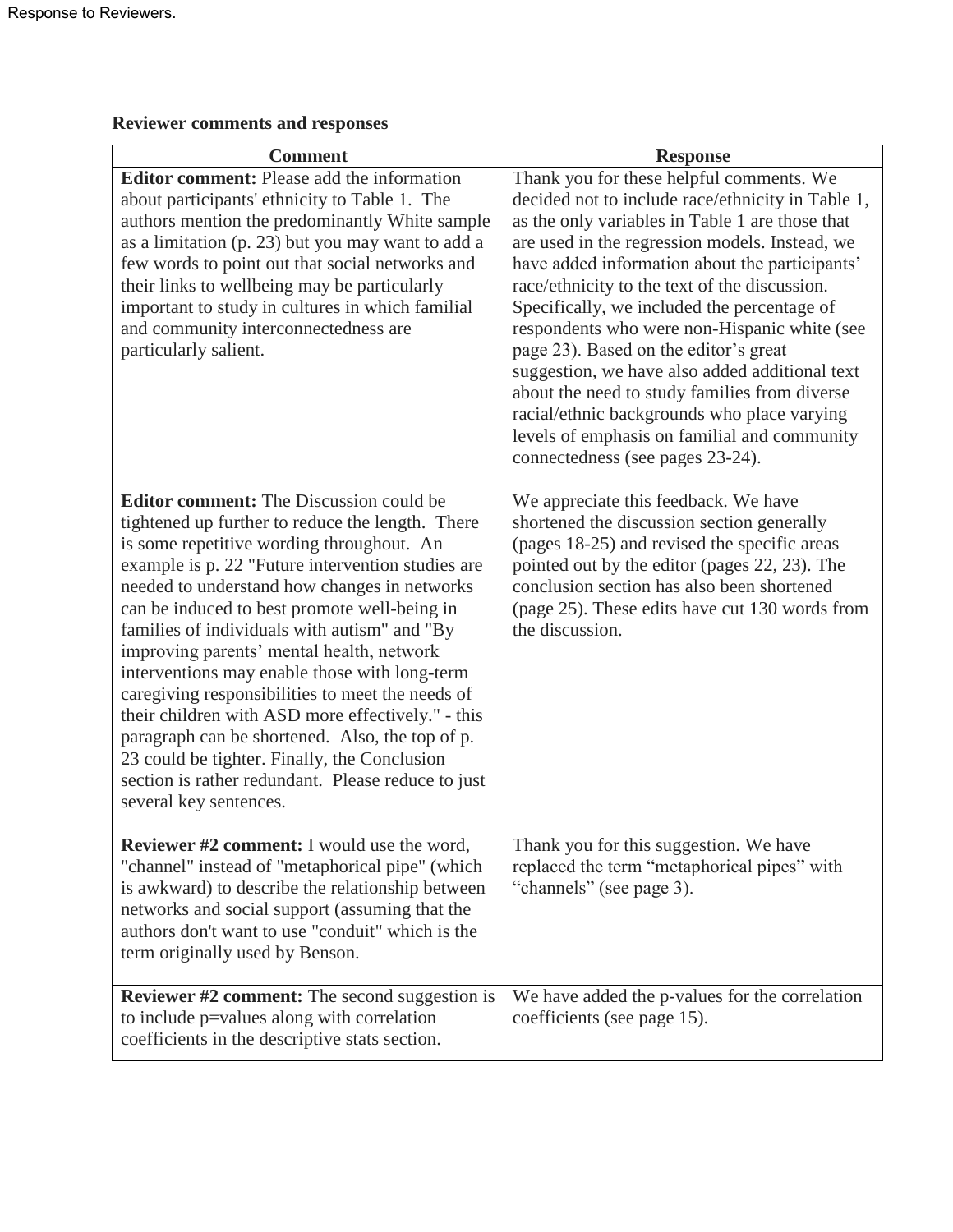Response to Reviewers.

**Reviewer comments and responses**

| Comment | Response |
|---|---|
| **Editor comment:** Please add the information about participants' ethnicity to Table 1. The authors mention the predominantly White sample as a limitation (p. 23) but you may want to add a few words to point out that social networks and their links to wellbeing may be particularly important to study in cultures in which familial and community interconnectedness are particularly salient. | Thank you for these helpful comments. We decided not to include race/ethnicity in Table 1, as the only variables in Table 1 are those that are used in the regression models. Instead, we have added information about the participants' race/ethnicity to the text of the discussion. Specifically, we included the percentage of respondents who were non-Hispanic white (see page 23). Based on the editor's great suggestion, we have also added additional text about the need to study families from diverse racial/ethnic backgrounds who place varying levels of emphasis on familial and community connectedness (see pages 23-24). |
| **Editor comment:** The Discussion could be tightened up further to reduce the length. There is some repetitive wording throughout. An example is p. 22 "Future intervention studies are needed to understand how changes in networks can be induced to best promote well-being in families of individuals with autism" and "By improving parents' mental health, network interventions may enable those with long-term caregiving responsibilities to meet the needs of their children with ASD more effectively." - this paragraph can be shortened. Also, the top of p. 23 could be tighter. Finally, the Conclusion section is rather redundant. Please reduce to just several key sentences. | We appreciate this feedback. We have shortened the discussion section generally (pages 18-25) and revised the specific areas pointed out by the editor (pages 22, 23). The conclusion section has also been shortened (page 25). These edits have cut 130 words from the discussion. |
| **Reviewer #2 comment:** I would use the word, "channel" instead of "metaphorical pipe" (which is awkward) to describe the relationship between networks and social support (assuming that the authors don't want to use "conduit" which is the term originally used by Benson. | Thank you for this suggestion. We have replaced the term "metaphorical pipes" with "channels" (see page 3). |
| **Reviewer #2 comment:** The second suggestion is to include p=values along with correlation coefficients in the descriptive stats section. | We have added the p-values for the correlation coefficients (see page 15). |